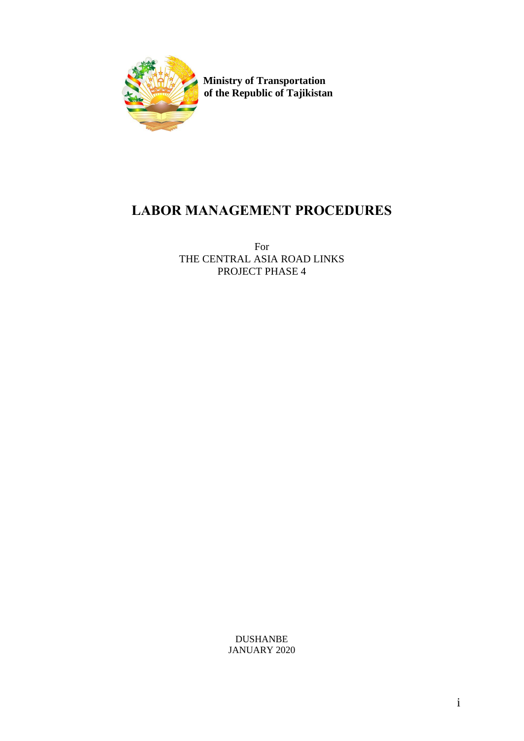**Ministry of Transportation of the Republic of Tajikistan**

# LABOR MANAGEMENT PROCEDURES

For
THE CENTRAL ASIA ROAD LINKS
PROJECT PHASE 4

DUSHANBE
JANUARY 2020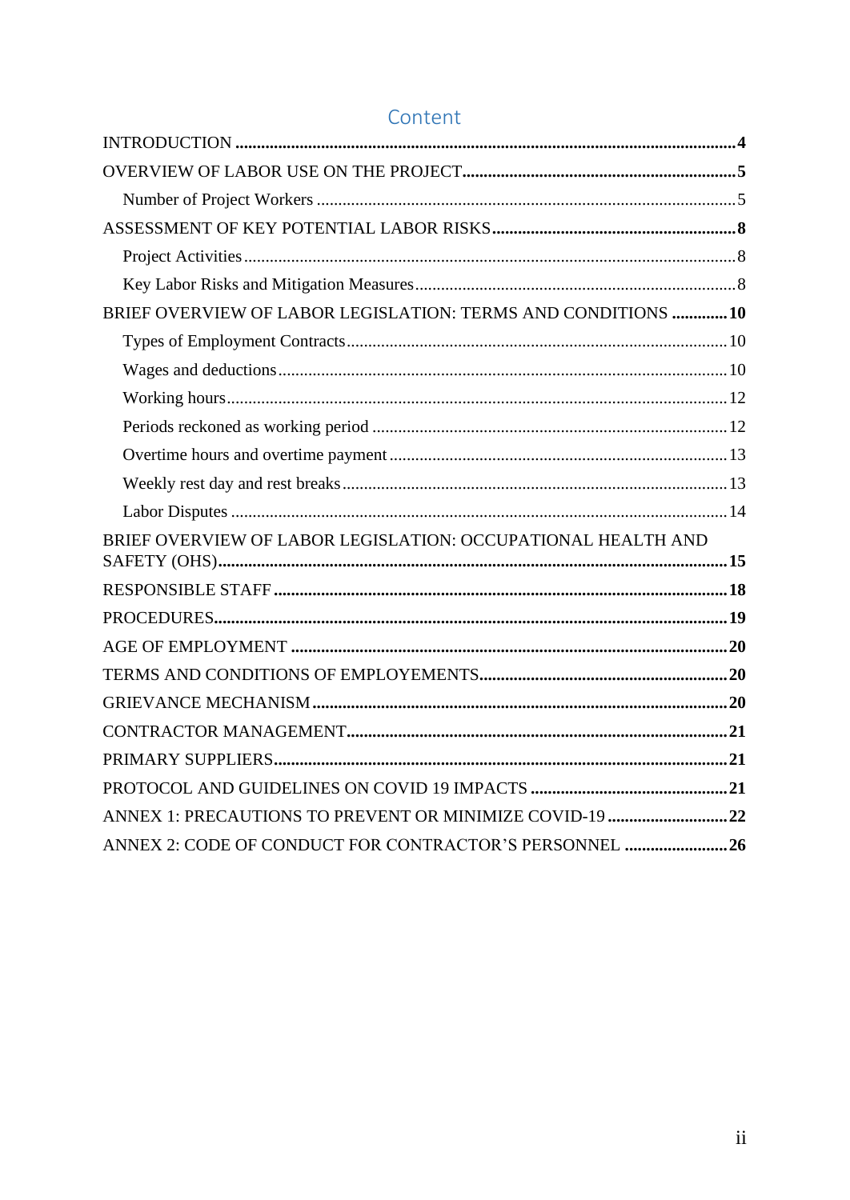# Content

| | |
|---|---|
| **INTRODUCTION** | **4** |
| **OVERVIEW OF LABOR USE ON THE PROJECT** | **5** |
| Number of Project Workers | 5 |
| **ASSESSMENT OF KEY POTENTIAL LABOR RISKS** | **8** |
| Project Activities | 8 |
| Key Labor Risks and Mitigation Measures | 8 |
| **BRIEF OVERVIEW OF LABOR LEGISLATION: TERMS AND CONDITIONS** | **10** |
| Types of Employment Contracts | 10 |
| Wages and deductions | 10 |
| Working hours | 12 |
| Periods reckoned as working period | 12 |
| Overtime hours and overtime payment | 13 |
| Weekly rest day and rest breaks | 13 |
| Labor Disputes | 14 |
| **BRIEF OVERVIEW OF LABOR LEGISLATION: OCCUPATIONAL HEALTH AND SAFETY (OHS)** | **15** |
| **RESPONSIBLE STAFF** | **18** |
| **PROCEDURES** | **19** |
| **AGE OF EMPLOYMENT** | **20** |
| **TERMS AND CONDITIONS OF EMPLOYEMENTS** | **20** |
| **GRIEVANCE MECHANISM** | **20** |
| **CONTRACTOR MANAGEMENT** | **21** |
| **PRIMARY SUPPLIERS** | **21** |
| **PROTOCOL AND GUIDELINES ON COVID 19 IMPACTS** | **21** |
| **ANNEX 1: PRECAUTIONS TO PREVENT OR MINIMIZE COVID-19** | **22** |
| **ANNEX 2: CODE OF CONDUCT FOR CONTRACTOR'S PERSONNEL** | **26** |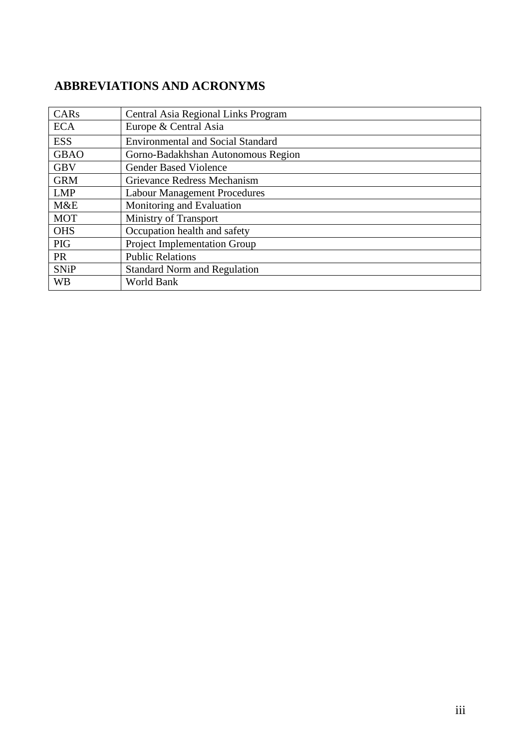## ABBREVIATIONS AND ACRONYMS

| | |
|---|---|
| CARs | Central Asia Regional Links Program |
| ECA | Europe & Central Asia |
| ESS | Environmental and Social Standard |
| GBAO | Gorno-Badakhshan Autonomous Region |
| GBV | Gender Based Violence |
| GRM | Grievance Redress Mechanism |
| LMP | Labour Management Procedures |
| M&E | Monitoring and Evaluation |
| MOT | Ministry of Transport |
| OHS | Occupation health and safety |
| PIG | Project Implementation Group |
| PR | Public Relations |
| SNiP | Standard Norm and Regulation |
| WB | World Bank |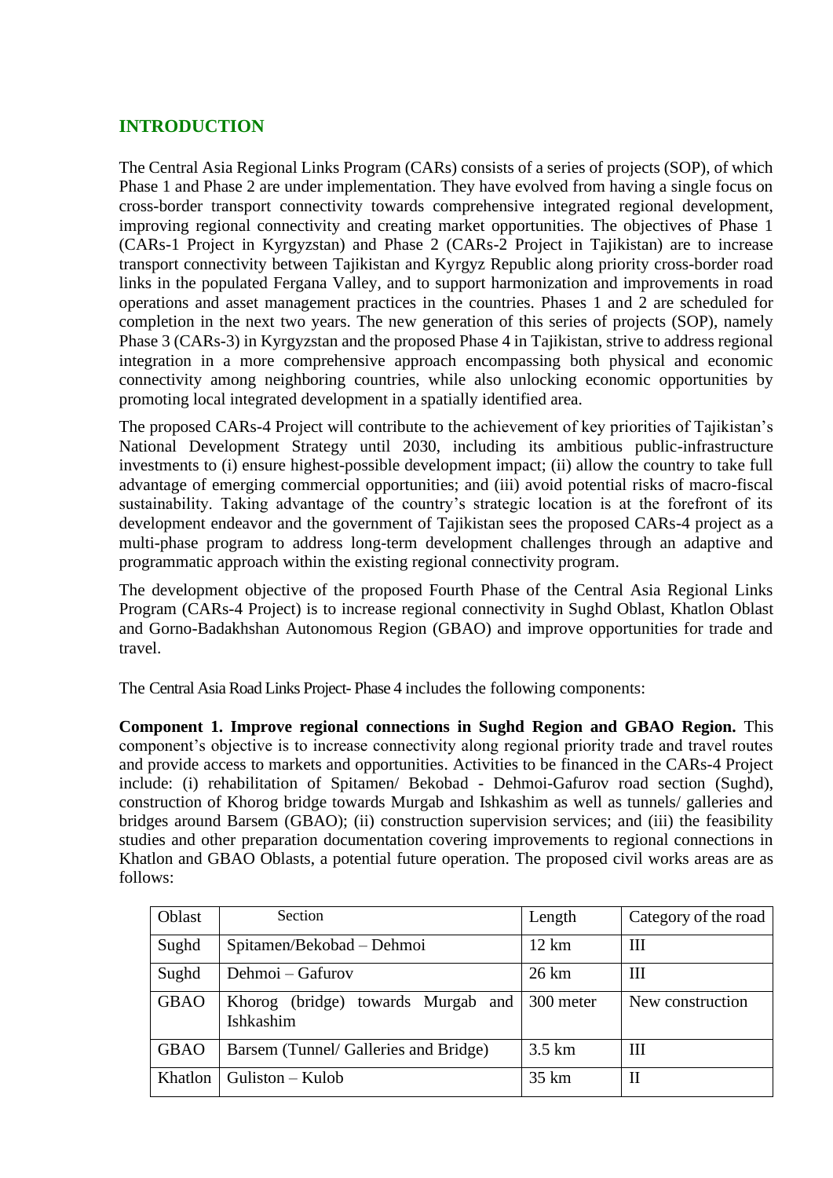## INTRODUCTION

The Central Asia Regional Links Program (CARs) consists of a series of projects (SOP), of which Phase 1 and Phase 2 are under implementation. They have evolved from having a single focus on cross-border transport connectivity towards comprehensive integrated regional development, improving regional connectivity and creating market opportunities. The objectives of Phase 1 (CARs-1 Project in Kyrgyzstan) and Phase 2 (CARs-2 Project in Tajikistan) are to increase transport connectivity between Tajikistan and Kyrgyz Republic along priority cross-border road links in the populated Fergana Valley, and to support harmonization and improvements in road operations and asset management practices in the countries. Phases 1 and 2 are scheduled for completion in the next two years. The new generation of this series of projects (SOP), namely Phase 3 (CARs-3) in Kyrgyzstan and the proposed Phase 4 in Tajikistan, strive to address regional integration in a more comprehensive approach encompassing both physical and economic connectivity among neighboring countries, while also unlocking economic opportunities by promoting local integrated development in a spatially identified area.

The proposed CARs-4 Project will contribute to the achievement of key priorities of Tajikistan's National Development Strategy until 2030, including its ambitious public-infrastructure investments to (i) ensure highest-possible development impact; (ii) allow the country to take full advantage of emerging commercial opportunities; and (iii) avoid potential risks of macro-fiscal sustainability. Taking advantage of the country's strategic location is at the forefront of its development endeavor and the government of Tajikistan sees the proposed CARs-4 project as a multi-phase program to address long-term development challenges through an adaptive and programmatic approach within the existing regional connectivity program.

The development objective of the proposed Fourth Phase of the Central Asia Regional Links Program (CARs-4 Project) is to increase regional connectivity in Sughd Oblast, Khatlon Oblast and Gorno-Badakhshan Autonomous Region (GBAO) and improve opportunities for trade and travel.

The Central Asia Road Links Project- Phase 4 includes the following components:

**Component 1. Improve regional connections in Sughd Region and GBAO Region.** This component's objective is to increase connectivity along regional priority trade and travel routes and provide access to markets and opportunities. Activities to be financed in the CARs-4 Project include: (i) rehabilitation of Spitamen/ Bekobad - Dehmoi-Gafurov road section (Sughd), construction of Khorog bridge towards Murgab and Ishkashim as well as tunnels/ galleries and bridges around Barsem (GBAO); (ii) construction supervision services; and (iii) the feasibility studies and other preparation documentation covering improvements to regional connections in Khatlon and GBAO Oblasts, a potential future operation. The proposed civil works areas are as follows:

| Oblast | Section | Length | Category of the road |
|---|---|---|---|
| Sughd | Spitamen/Bekobad – Dehmoi | 12 km | III |
| Sughd | Dehmoi – Gafurov | 26 km | III |
| GBAO | Khorog (bridge) towards Murgab and Ishkashim | 300 meter | New construction |
| GBAO | Barsem (Tunnel/ Galleries and Bridge) | 3.5 km | III |
| Khatlon | Guliston – Kulob | 35 km | II |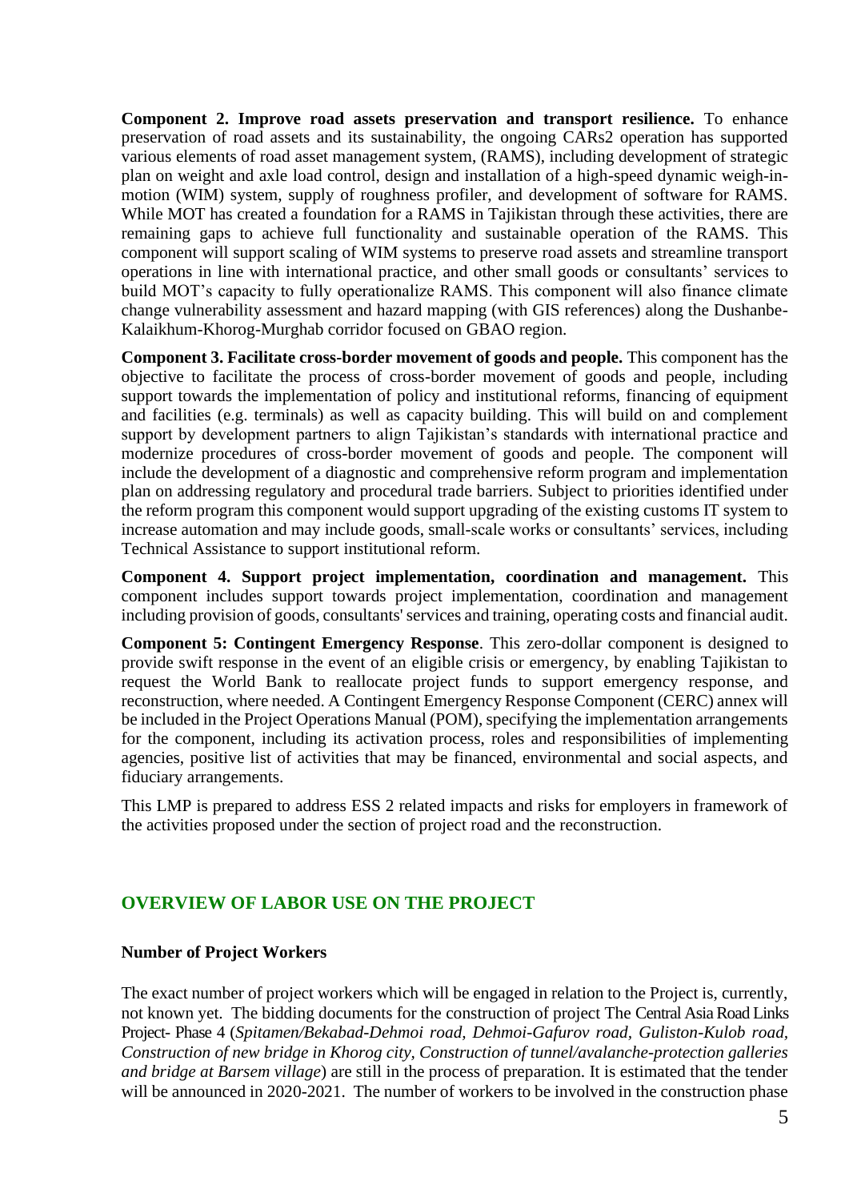**Component 2. Improve road assets preservation and transport resilience.** To enhance preservation of road assets and its sustainability, the ongoing CARs2 operation has supported various elements of road asset management system, (RAMS), including development of strategic plan on weight and axle load control, design and installation of a high-speed dynamic weigh-in-motion (WIM) system, supply of roughness profiler, and development of software for RAMS. While MOT has created a foundation for a RAMS in Tajikistan through these activities, there are remaining gaps to achieve full functionality and sustainable operation of the RAMS. This component will support scaling of WIM systems to preserve road assets and streamline transport operations in line with international practice, and other small goods or consultants' services to build MOT's capacity to fully operationalize RAMS. This component will also finance climate change vulnerability assessment and hazard mapping (with GIS references) along the Dushanbe-Kalaikhum-Khorog-Murghab corridor focused on GBAO region.

**Component 3. Facilitate cross-border movement of goods and people.** This component has the objective to facilitate the process of cross-border movement of goods and people, including support towards the implementation of policy and institutional reforms, financing of equipment and facilities (e.g. terminals) as well as capacity building. This will build on and complement support by development partners to align Tajikistan's standards with international practice and modernize procedures of cross-border movement of goods and people. The component will include the development of a diagnostic and comprehensive reform program and implementation plan on addressing regulatory and procedural trade barriers. Subject to priorities identified under the reform program this component would support upgrading of the existing customs IT system to increase automation and may include goods, small-scale works or consultants' services, including Technical Assistance to support institutional reform.

**Component 4. Support project implementation, coordination and management.** This component includes support towards project implementation, coordination and management including provision of goods, consultants' services and training, operating costs and financial audit.

**Component 5: Contingent Emergency Response**. This zero-dollar component is designed to provide swift response in the event of an eligible crisis or emergency, by enabling Tajikistan to request the World Bank to reallocate project funds to support emergency response, and reconstruction, where needed. A Contingent Emergency Response Component (CERC) annex will be included in the Project Operations Manual (POM), specifying the implementation arrangements for the component, including its activation process, roles and responsibilities of implementing agencies, positive list of activities that may be financed, environmental and social aspects, and fiduciary arrangements.

This LMP is prepared to address ESS 2 related impacts and risks for employers in framework of the activities proposed under the section of project road and the reconstruction.

## OVERVIEW OF LABOR USE ON THE PROJECT

### Number of Project Workers

The exact number of project workers which will be engaged in relation to the Project is, currently, not known yet. The bidding documents for the construction of project The Central Asia Road Links Project- Phase 4 (*Spitamen/Bekabad-Dehmoi road, Dehmoi-Gafurov road, Guliston-Kulob road, Construction of new bridge in Khorog city, Construction of tunnel/avalanche-protection galleries and bridge at Barsem village*) are still in the process of preparation. It is estimated that the tender will be announced in 2020-2021. The number of workers to be involved in the construction phase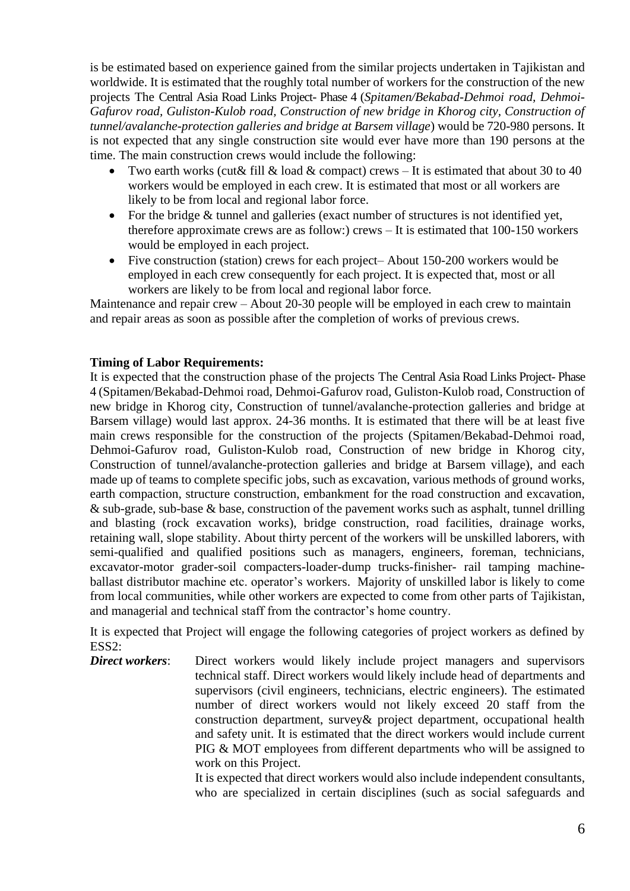is be estimated based on experience gained from the similar projects undertaken in Tajikistan and worldwide. It is estimated that the roughly total number of workers for the construction of the new projects The Central Asia Road Links Project- Phase 4 (*Spitamen/Bekabad-Dehmoi road, Dehmoi-Gafurov road, Guliston-Kulob road, Construction of new bridge in Khorog city, Construction of tunnel/avalanche-protection galleries and bridge at Barsem village*) would be 720-980 persons. It is not expected that any single construction site would ever have more than 190 persons at the time. The main construction crews would include the following:

- Two earth works (cut& fill & load & compact) crews – It is estimated that about 30 to 40 workers would be employed in each crew. It is estimated that most or all workers are likely to be from local and regional labor force.
- For the bridge & tunnel and galleries (exact number of structures is not identified yet, therefore approximate crews are as follow:) crews – It is estimated that 100-150 workers would be employed in each project.
- Five construction (station) crews for each project– About 150-200 workers would be employed in each crew consequently for each project. It is expected that, most or all workers are likely to be from local and regional labor force.

Maintenance and repair crew – About 20-30 people will be employed in each crew to maintain and repair areas as soon as possible after the completion of works of previous crews.

**Timing of Labor Requirements:**

It is expected that the construction phase of the projects The Central Asia Road Links Project- Phase 4 (Spitamen/Bekabad-Dehmoi road, Dehmoi-Gafurov road, Guliston-Kulob road, Construction of new bridge in Khorog city, Construction of tunnel/avalanche-protection galleries and bridge at Barsem village) would last approx. 24-36 months. It is estimated that there will be at least five main crews responsible for the construction of the projects (Spitamen/Bekabad-Dehmoi road, Dehmoi-Gafurov road, Guliston-Kulob road, Construction of new bridge in Khorog city, Construction of tunnel/avalanche-protection galleries and bridge at Barsem village), and each made up of teams to complete specific jobs, such as excavation, various methods of ground works, earth compaction, structure construction, embankment for the road construction and excavation, & sub-grade, sub-base & base, construction of the pavement works such as asphalt, tunnel drilling and blasting (rock excavation works), bridge construction, road facilities, drainage works, retaining wall, slope stability. About thirty percent of the workers will be unskilled laborers, with semi-qualified and qualified positions such as managers, engineers, foreman, technicians, excavator-motor grader-soil compacters-loader-dump trucks-finisher- rail tamping machine-ballast distributor machine etc. operator's workers. Majority of unskilled labor is likely to come from local communities, while other workers are expected to come from other parts of Tajikistan, and managerial and technical staff from the contractor's home country.

It is expected that Project will engage the following categories of project workers as defined by ESS2:

***Direct workers***: Direct workers would likely include project managers and supervisors technical staff. Direct workers would likely include head of departments and supervisors (civil engineers, technicians, electric engineers). The estimated number of direct workers would not likely exceed 20 staff from the construction department, survey& project department, occupational health and safety unit. It is estimated that the direct workers would include current PIG & MOT employees from different departments who will be assigned to work on this Project.

It is expected that direct workers would also include independent consultants, who are specialized in certain disciplines (such as social safeguards and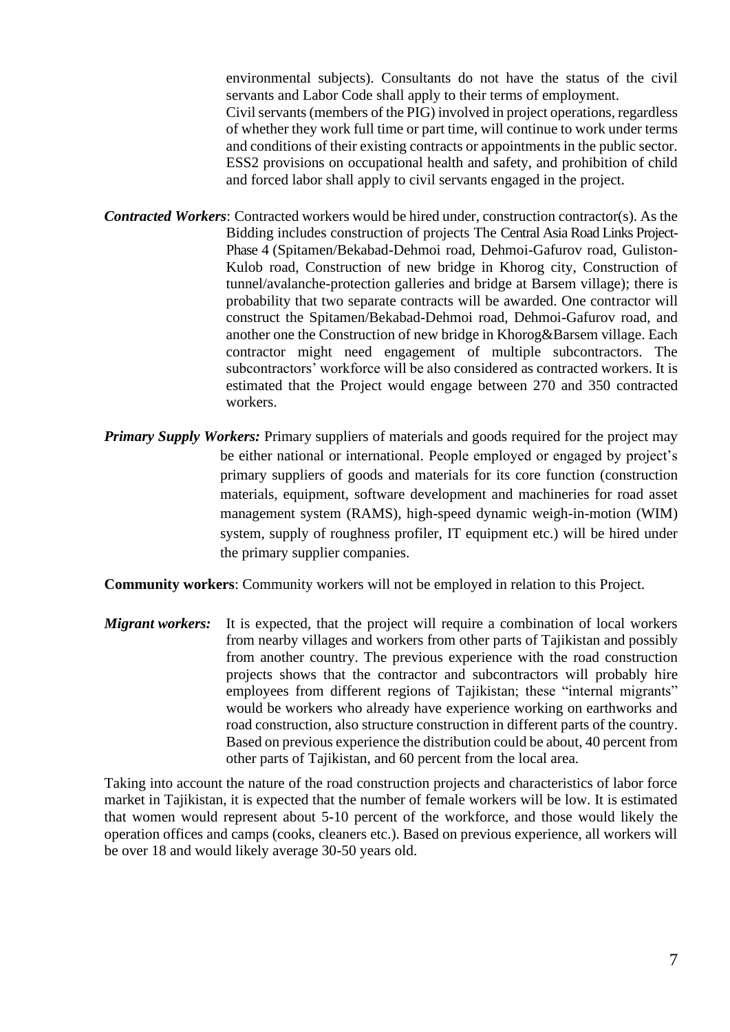environmental subjects). Consultants do not have the status of the civil servants and Labor Code shall apply to their terms of employment.

Civil servants (members of the PIG) involved in project operations, regardless of whether they work full time or part time, will continue to work under terms and conditions of their existing contracts or appointments in the public sector. ESS2 provisions on occupational health and safety, and prohibition of child and forced labor shall apply to civil servants engaged in the project.

***Contracted Workers***: Contracted workers would be hired under, construction contractor(s). As the Bidding includes construction of projects The Central Asia Road Links Project-Phase 4 (Spitamen/Bekabad-Dehmoi road, Dehmoi-Gafurov road, Guliston-Kulob road, Construction of new bridge in Khorog city, Construction of tunnel/avalanche-protection galleries and bridge at Barsem village); there is probability that two separate contracts will be awarded. One contractor will construct the Spitamen/Bekabad-Dehmoi road, Dehmoi-Gafurov road, and another one the Construction of new bridge in Khorog&Barsem village. Each contractor might need engagement of multiple subcontractors. The subcontractors' workforce will be also considered as contracted workers. It is estimated that the Project would engage between 270 and 350 contracted workers.

***Primary Supply Workers:*** Primary suppliers of materials and goods required for the project may be either national or international. People employed or engaged by project's primary suppliers of goods and materials for its core function (construction materials, equipment, software development and machineries for road asset management system (RAMS), high-speed dynamic weigh-in-motion (WIM) system, supply of roughness profiler, IT equipment etc.) will be hired under the primary supplier companies.

**Community workers**: Community workers will not be employed in relation to this Project.

***Migrant workers:*** It is expected, that the project will require a combination of local workers from nearby villages and workers from other parts of Tajikistan and possibly from another country. The previous experience with the road construction projects shows that the contractor and subcontractors will probably hire employees from different regions of Tajikistan; these "internal migrants" would be workers who already have experience working on earthworks and road construction, also structure construction in different parts of the country. Based on previous experience the distribution could be about, 40 percent from other parts of Tajikistan, and 60 percent from the local area.

Taking into account the nature of the road construction projects and characteristics of labor force market in Tajikistan, it is expected that the number of female workers will be low. It is estimated that women would represent about 5-10 percent of the workforce, and those would likely the operation offices and camps (cooks, cleaners etc.). Based on previous experience, all workers will be over 18 and would likely average 30-50 years old.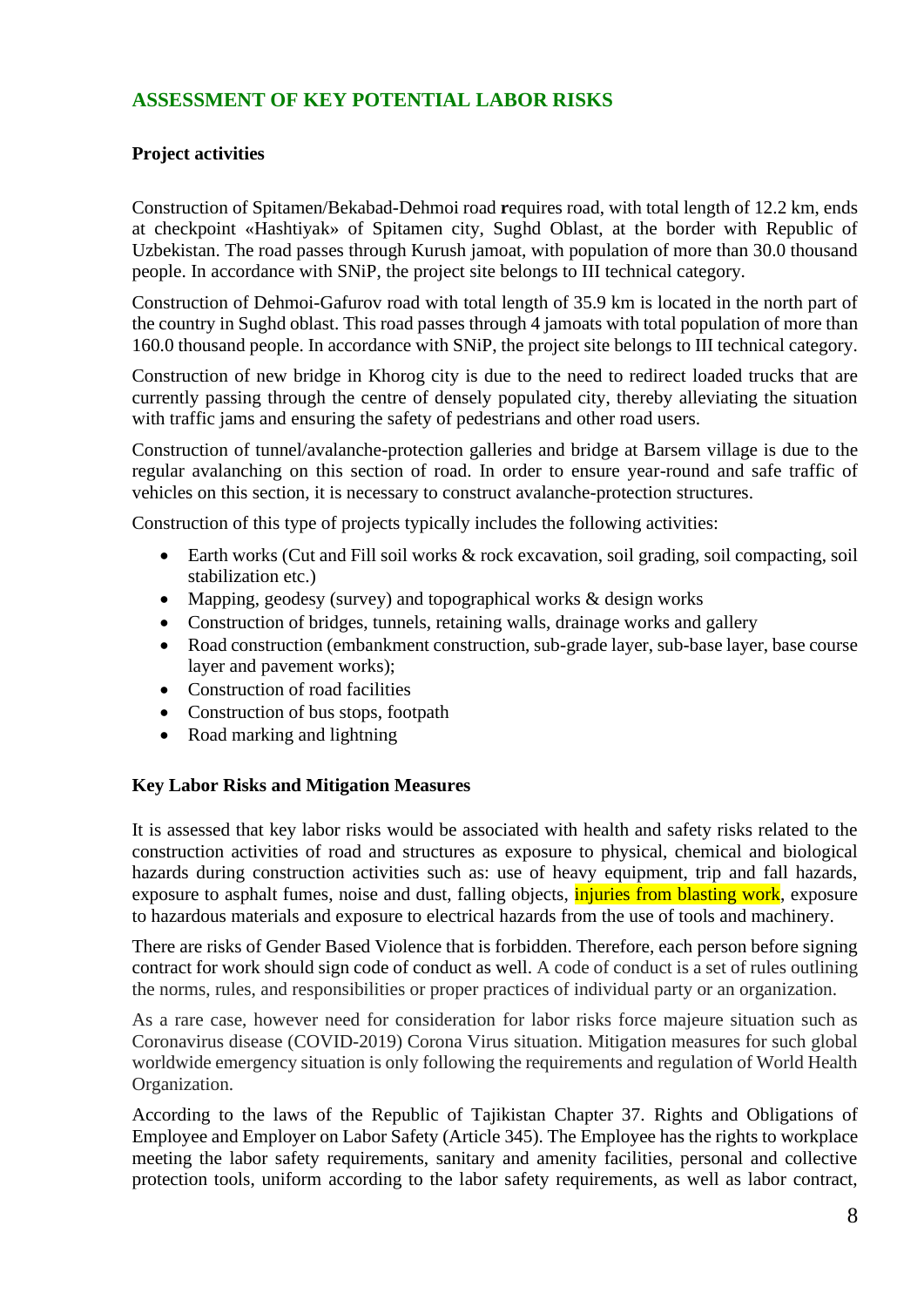## ASSESSMENT OF KEY POTENTIAL LABOR RISKS

### Project activities

Construction of Spitamen/Bekabad-Dehmoi road **r**equires road, with total length of 12.2 km, ends at checkpoint «Hashtiyak» of Spitamen city, Sughd Oblast, at the border with Republic of Uzbekistan. The road passes through Kurush jamoat, with population of more than 30.0 thousand people. In accordance with SNiP, the project site belongs to III technical category.

Construction of Dehmoi-Gafurov road with total length of 35.9 km is located in the north part of the country in Sughd oblast. This road passes through 4 jamoats with total population of more than 160.0 thousand people. In accordance with SNiP, the project site belongs to III technical category.

Construction of new bridge in Khorog city is due to the need to redirect loaded trucks that are currently passing through the centre of densely populated city, thereby alleviating the situation with traffic jams and ensuring the safety of pedestrians and other road users.

Construction of tunnel/avalanche-protection galleries and bridge at Barsem village is due to the regular avalanching on this section of road. In order to ensure year-round and safe traffic of vehicles on this section, it is necessary to construct avalanche-protection structures.

Construction of this type of projects typically includes the following activities:

- Earth works (Cut and Fill soil works & rock excavation, soil grading, soil compacting, soil stabilization etc.)
- Mapping, geodesy (survey) and topographical works & design works
- Construction of bridges, tunnels, retaining walls, drainage works and gallery
- Road construction (embankment construction, sub-grade layer, sub-base layer, base course layer and pavement works);
- Construction of road facilities
- Construction of bus stops, footpath
- Road marking and lightning

### Key Labor Risks and Mitigation Measures

It is assessed that key labor risks would be associated with health and safety risks related to the construction activities of road and structures as exposure to physical, chemical and biological hazards during construction activities such as: use of heavy equipment, trip and fall hazards, exposure to asphalt fumes, noise and dust, falling objects, injuries from blasting work, exposure to hazardous materials and exposure to electrical hazards from the use of tools and machinery.

There are risks of Gender Based Violence that is forbidden. Therefore, each person before signing contract for work should sign code of conduct as well. A code of conduct is a set of rules outlining the norms, rules, and responsibilities or proper practices of individual party or an organization.

As a rare case, however need for consideration for labor risks force majeure situation such as Coronavirus disease (COVID-2019) Corona Virus situation. Mitigation measures for such global worldwide emergency situation is only following the requirements and regulation of World Health Organization.

According to the laws of the Republic of Tajikistan Chapter 37. Rights and Obligations of Employee and Employer on Labor Safety (Article 345). The Employee has the rights to workplace meeting the labor safety requirements, sanitary and amenity facilities, personal and collective protection tools, uniform according to the labor safety requirements, as well as labor contract,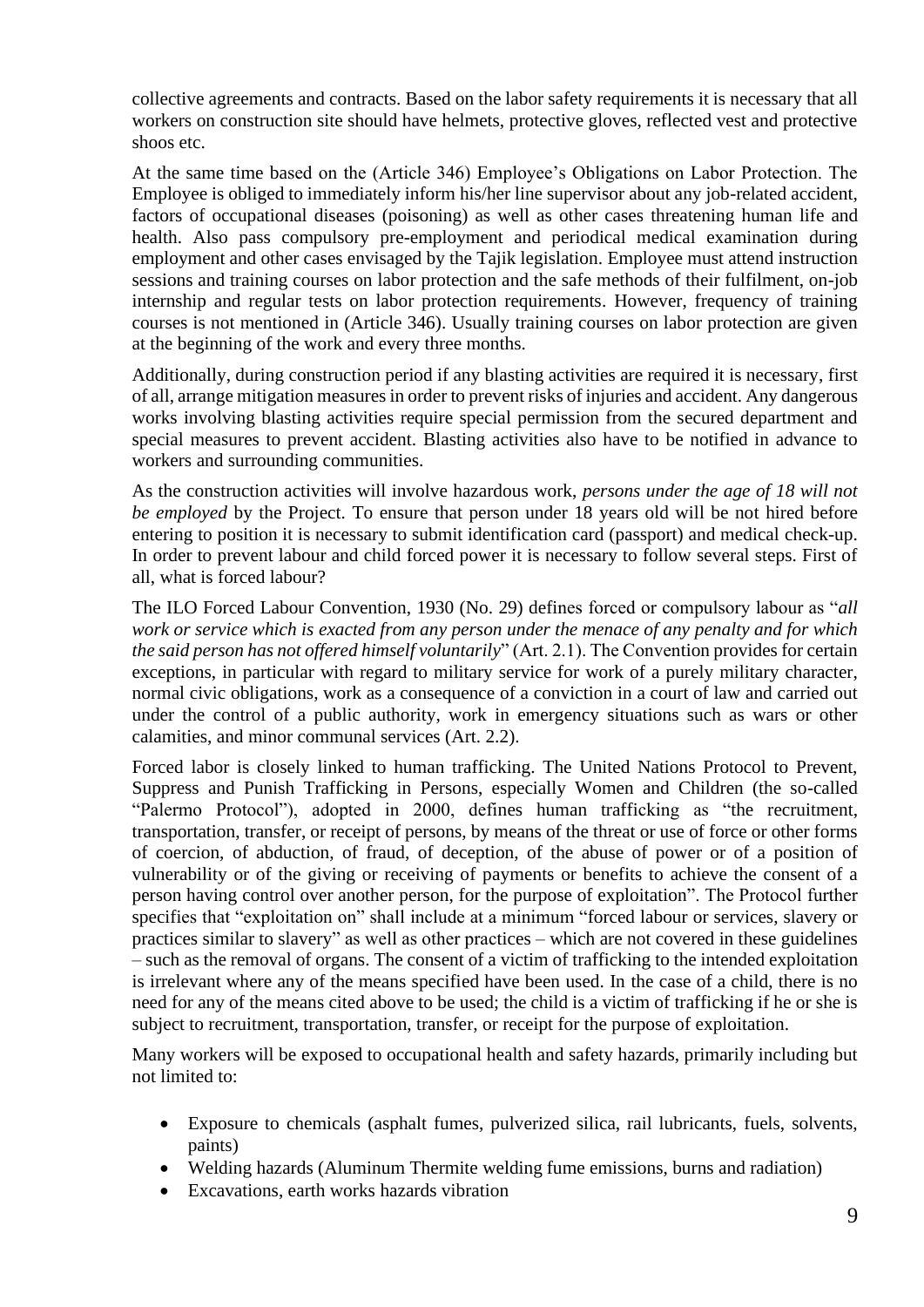collective agreements and contracts. Based on the labor safety requirements it is necessary that all workers on construction site should have helmets, protective gloves, reflected vest and protective shoos etc.

At the same time based on the (Article 346) Employee's Obligations on Labor Protection. The Employee is obliged to immediately inform his/her line supervisor about any job-related accident, factors of occupational diseases (poisoning) as well as other cases threatening human life and health. Also pass compulsory pre-employment and periodical medical examination during employment and other cases envisaged by the Tajik legislation. Employee must attend instruction sessions and training courses on labor protection and the safe methods of their fulfilment, on-job internship and regular tests on labor protection requirements. However, frequency of training courses is not mentioned in (Article 346). Usually training courses on labor protection are given at the beginning of the work and every three months.

Additionally, during construction period if any blasting activities are required it is necessary, first of all, arrange mitigation measures in order to prevent risks of injuries and accident. Any dangerous works involving blasting activities require special permission from the secured department and special measures to prevent accident. Blasting activities also have to be notified in advance to workers and surrounding communities.

As the construction activities will involve hazardous work, *persons under the age of 18 will not be employed* by the Project. To ensure that person under 18 years old will be not hired before entering to position it is necessary to submit identification card (passport) and medical check-up. In order to prevent labour and child forced power it is necessary to follow several steps. First of all, what is forced labour?

The ILO Forced Labour Convention, 1930 (No. 29) defines forced or compulsory labour as "*all work or service which is exacted from any person under the menace of any penalty and for which the said person has not offered himself voluntarily*" (Art. 2.1). The Convention provides for certain exceptions, in particular with regard to military service for work of a purely military character, normal civic obligations, work as a consequence of a conviction in a court of law and carried out under the control of a public authority, work in emergency situations such as wars or other calamities, and minor communal services (Art. 2.2).

Forced labor is closely linked to human trafficking. The United Nations Protocol to Prevent, Suppress and Punish Trafficking in Persons, especially Women and Children (the so-called "Palermo Protocol"), adopted in 2000, defines human trafficking as "the recruitment, transportation, transfer, or receipt of persons, by means of the threat or use of force or other forms of coercion, of abduction, of fraud, of deception, of the abuse of power or of a position of vulnerability or of the giving or receiving of payments or benefits to achieve the consent of a person having control over another person, for the purpose of exploitation". The Protocol further specifies that "exploitation on" shall include at a minimum "forced labour or services, slavery or practices similar to slavery" as well as other practices – which are not covered in these guidelines – such as the removal of organs. The consent of a victim of trafficking to the intended exploitation is irrelevant where any of the means specified have been used. In the case of a child, there is no need for any of the means cited above to be used; the child is a victim of trafficking if he or she is subject to recruitment, transportation, transfer, or receipt for the purpose of exploitation.

Many workers will be exposed to occupational health and safety hazards, primarily including but not limited to:

- Exposure to chemicals (asphalt fumes, pulverized silica, rail lubricants, fuels, solvents, paints)
- Welding hazards (Aluminum Thermite welding fume emissions, burns and radiation)
- Excavations, earth works hazards vibration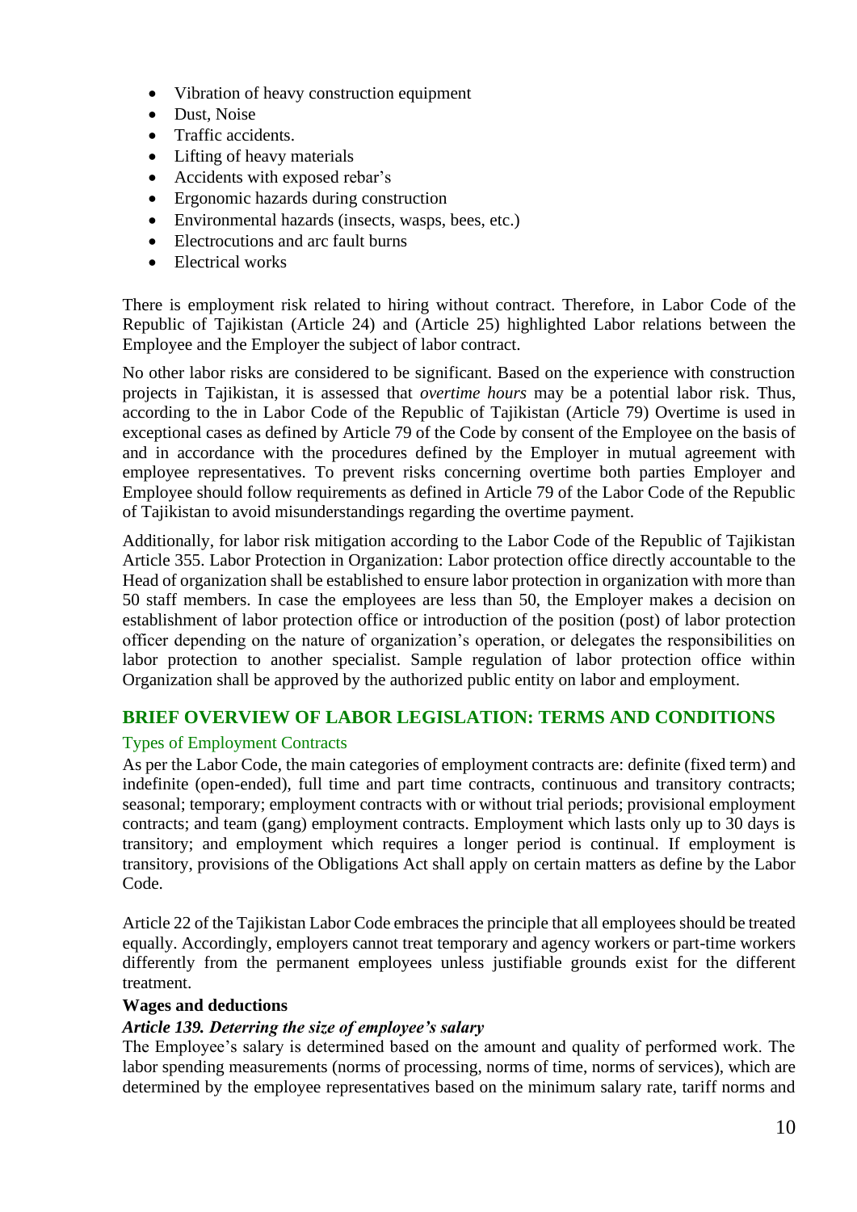- Vibration of heavy construction equipment
- Dust, Noise
- Traffic accidents.
- Lifting of heavy materials
- Accidents with exposed rebar's
- Ergonomic hazards during construction
- Environmental hazards (insects, wasps, bees, etc.)
- Electrocutions and arc fault burns
- Electrical works

There is employment risk related to hiring without contract. Therefore, in Labor Code of the Republic of Tajikistan (Article 24) and (Article 25) highlighted Labor relations between the Employee and the Employer the subject of labor contract.

No other labor risks are considered to be significant. Based on the experience with construction projects in Tajikistan, it is assessed that *overtime hours* may be a potential labor risk. Thus, according to the in Labor Code of the Republic of Tajikistan (Article 79) Overtime is used in exceptional cases as defined by Article 79 of the Code by consent of the Employee on the basis of and in accordance with the procedures defined by the Employer in mutual agreement with employee representatives. To prevent risks concerning overtime both parties Employer and Employee should follow requirements as defined in Article 79 of the Labor Code of the Republic of Tajikistan to avoid misunderstandings regarding the overtime payment.

Additionally, for labor risk mitigation according to the Labor Code of the Republic of Tajikistan Article 355. Labor Protection in Organization: Labor protection office directly accountable to the Head of organization shall be established to ensure labor protection in organization with more than 50 staff members. In case the employees are less than 50, the Employer makes a decision on establishment of labor protection office or introduction of the position (post) of labor protection officer depending on the nature of organization's operation, or delegates the responsibilities on labor protection to another specialist. Sample regulation of labor protection office within Organization shall be approved by the authorized public entity on labor and employment.

## BRIEF OVERVIEW OF LABOR LEGISLATION: TERMS AND CONDITIONS

### Types of Employment Contracts

As per the Labor Code, the main categories of employment contracts are: definite (fixed term) and indefinite (open-ended), full time and part time contracts, continuous and transitory contracts; seasonal; temporary; employment contracts with or without trial periods; provisional employment contracts; and team (gang) employment contracts. Employment which lasts only up to 30 days is transitory; and employment which requires a longer period is continual. If employment is transitory, provisions of the Obligations Act shall apply on certain matters as define by the Labor Code.

Article 22 of the Tajikistan Labor Code embraces the principle that all employees should be treated equally. Accordingly, employers cannot treat temporary and agency workers or part-time workers differently from the permanent employees unless justifiable grounds exist for the different treatment.

**Wages and deductions**

***Article 139. Deterring the size of employee's salary***

The Employee's salary is determined based on the amount and quality of performed work. The labor spending measurements (norms of processing, norms of time, norms of services), which are determined by the employee representatives based on the minimum salary rate, tariff norms and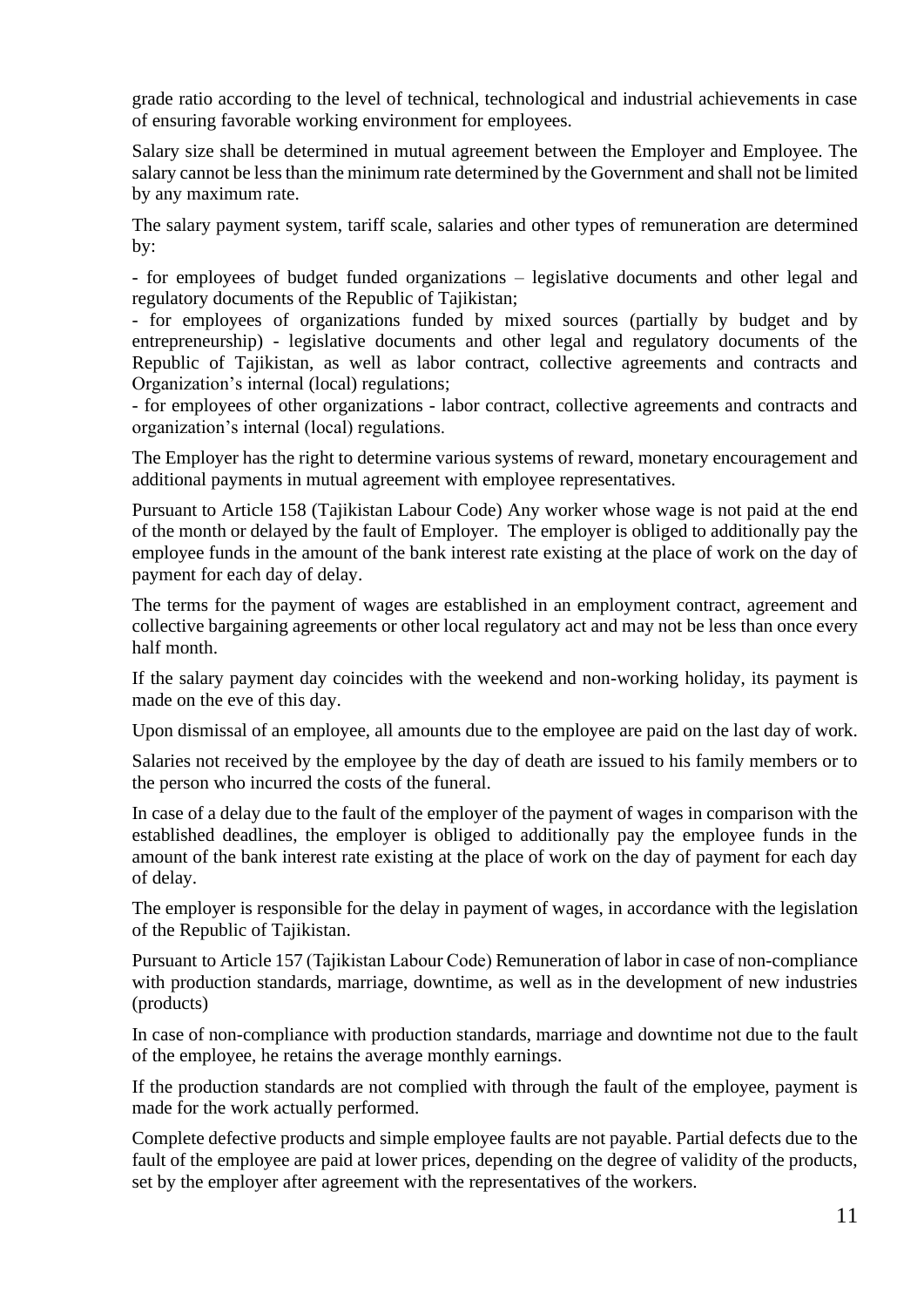grade ratio according to the level of technical, technological and industrial achievements in case of ensuring favorable working environment for employees.

Salary size shall be determined in mutual agreement between the Employer and Employee. The salary cannot be less than the minimum rate determined by the Government and shall not be limited by any maximum rate.

The salary payment system, tariff scale, salaries and other types of remuneration are determined by:

- for employees of budget funded organizations – legislative documents and other legal and regulatory documents of the Republic of Tajikistan;
- for employees of organizations funded by mixed sources (partially by budget and by entrepreneurship) - legislative documents and other legal and regulatory documents of the Republic of Tajikistan, as well as labor contract, collective agreements and contracts and Organization's internal (local) regulations;
- for employees of other organizations - labor contract, collective agreements and contracts and organization's internal (local) regulations.

The Employer has the right to determine various systems of reward, monetary encouragement and additional payments in mutual agreement with employee representatives.

Pursuant to Article 158 (Tajikistan Labour Code) Any worker whose wage is not paid at the end of the month or delayed by the fault of Employer. The employer is obliged to additionally pay the employee funds in the amount of the bank interest rate existing at the place of work on the day of payment for each day of delay.

The terms for the payment of wages are established in an employment contract, agreement and collective bargaining agreements or other local regulatory act and may not be less than once every half month.

If the salary payment day coincides with the weekend and non-working holiday, its payment is made on the eve of this day.

Upon dismissal of an employee, all amounts due to the employee are paid on the last day of work.

Salaries not received by the employee by the day of death are issued to his family members or to the person who incurred the costs of the funeral.

In case of a delay due to the fault of the employer of the payment of wages in comparison with the established deadlines, the employer is obliged to additionally pay the employee funds in the amount of the bank interest rate existing at the place of work on the day of payment for each day of delay.

The employer is responsible for the delay in payment of wages, in accordance with the legislation of the Republic of Tajikistan.

Pursuant to Article 157 (Tajikistan Labour Code) Remuneration of labor in case of non-compliance with production standards, marriage, downtime, as well as in the development of new industries (products)

In case of non-compliance with production standards, marriage and downtime not due to the fault of the employee, he retains the average monthly earnings.

If the production standards are not complied with through the fault of the employee, payment is made for the work actually performed.

Complete defective products and simple employee faults are not payable. Partial defects due to the fault of the employee are paid at lower prices, depending on the degree of validity of the products, set by the employer after agreement with the representatives of the workers.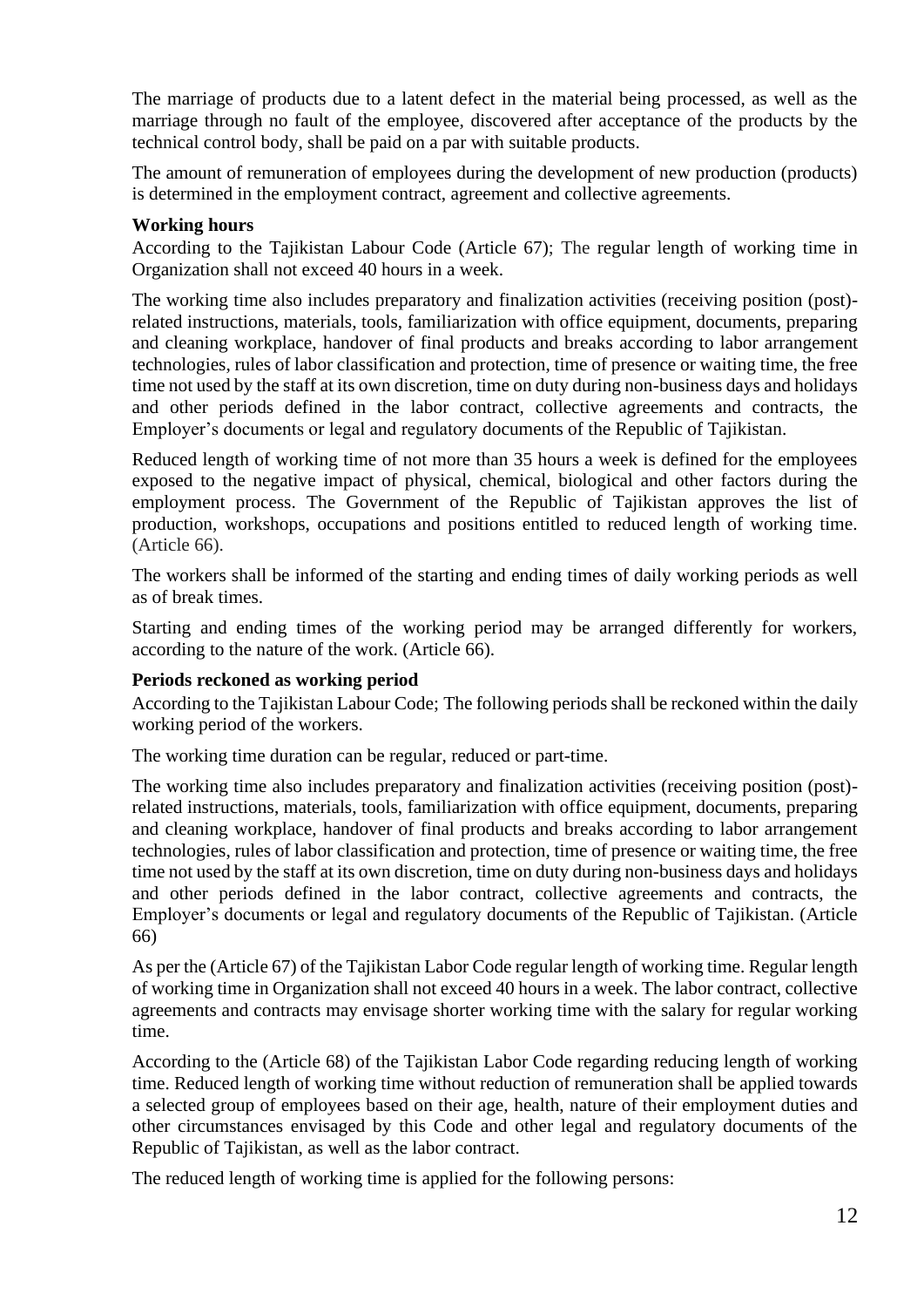The marriage of products due to a latent defect in the material being processed, as well as the marriage through no fault of the employee, discovered after acceptance of the products by the technical control body, shall be paid on a par with suitable products.

The amount of remuneration of employees during the development of new production (products) is determined in the employment contract, agreement and collective agreements.

**Working hours**

According to the Tajikistan Labour Code (Article 67); The regular length of working time in Organization shall not exceed 40 hours in a week.

The working time also includes preparatory and finalization activities (receiving position (post)-related instructions, materials, tools, familiarization with office equipment, documents, preparing and cleaning workplace, handover of final products and breaks according to labor arrangement technologies, rules of labor classification and protection, time of presence or waiting time, the free time not used by the staff at its own discretion, time on duty during non-business days and holidays and other periods defined in the labor contract, collective agreements and contracts, the Employer's documents or legal and regulatory documents of the Republic of Tajikistan.

Reduced length of working time of not more than 35 hours a week is defined for the employees exposed to the negative impact of physical, chemical, biological and other factors during the employment process. The Government of the Republic of Tajikistan approves the list of production, workshops, occupations and positions entitled to reduced length of working time. (Article 66).

The workers shall be informed of the starting and ending times of daily working periods as well as of break times.

Starting and ending times of the working period may be arranged differently for workers, according to the nature of the work. (Article 66).

**Periods reckoned as working period**

According to the Tajikistan Labour Code; The following periods shall be reckoned within the daily working period of the workers.

The working time duration can be regular, reduced or part-time.

The working time also includes preparatory and finalization activities (receiving position (post)-related instructions, materials, tools, familiarization with office equipment, documents, preparing and cleaning workplace, handover of final products and breaks according to labor arrangement technologies, rules of labor classification and protection, time of presence or waiting time, the free time not used by the staff at its own discretion, time on duty during non-business days and holidays and other periods defined in the labor contract, collective agreements and contracts, the Employer's documents or legal and regulatory documents of the Republic of Tajikistan. (Article 66)

As per the (Article 67) of the Tajikistan Labor Code regular length of working time. Regular length of working time in Organization shall not exceed 40 hours in a week. The labor contract, collective agreements and contracts may envisage shorter working time with the salary for regular working time.

According to the (Article 68) of the Tajikistan Labor Code regarding reducing length of working time. Reduced length of working time without reduction of remuneration shall be applied towards a selected group of employees based on their age, health, nature of their employment duties and other circumstances envisaged by this Code and other legal and regulatory documents of the Republic of Tajikistan, as well as the labor contract.

The reduced length of working time is applied for the following persons: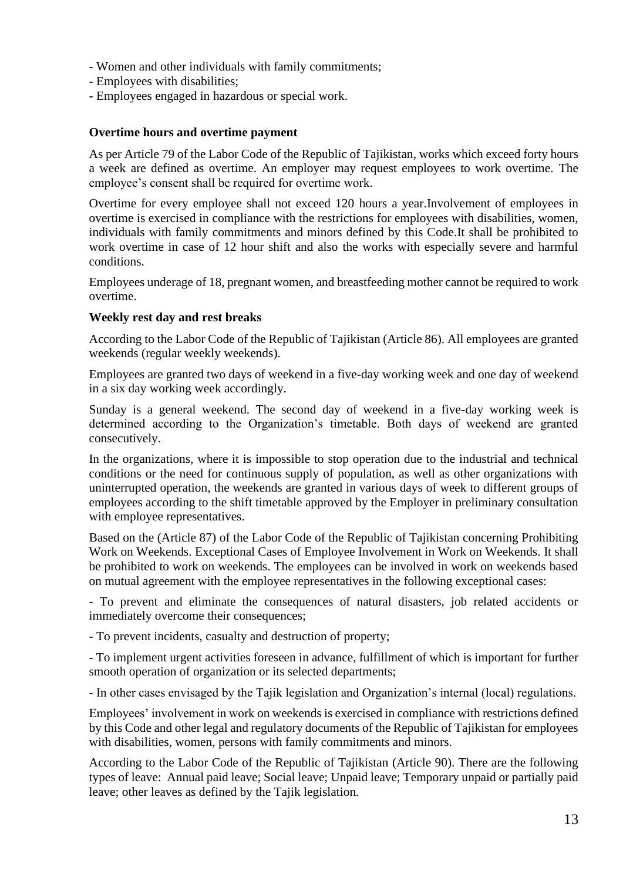- Women and other individuals with family commitments;
- Employees with disabilities;
- Employees engaged in hazardous or special work.

**Overtime hours and overtime payment**

As per Article 79 of the Labor Code of the Republic of Tajikistan, works which exceed forty hours a week are defined as overtime. An employer may request employees to work overtime. The employee's consent shall be required for overtime work.

Overtime for every employee shall not exceed 120 hours a year.Involvement of employees in overtime is exercised in compliance with the restrictions for employees with disabilities, women, individuals with family commitments and minors defined by this Code.It shall be prohibited to work overtime in case of 12 hour shift and also the works with especially severe and harmful conditions.

Employees underage of 18, pregnant women, and breastfeeding mother cannot be required to work overtime.

**Weekly rest day and rest breaks**

According to the Labor Code of the Republic of Tajikistan (Article 86). All employees are granted weekends (regular weekly weekends).

Employees are granted two days of weekend in a five-day working week and one day of weekend in a six day working week accordingly.

Sunday is a general weekend. The second day of weekend in a five-day working week is determined according to the Organization's timetable. Both days of weekend are granted consecutively.

In the organizations, where it is impossible to stop operation due to the industrial and technical conditions or the need for continuous supply of population, as well as other organizations with uninterrupted operation, the weekends are granted in various days of week to different groups of employees according to the shift timetable approved by the Employer in preliminary consultation with employee representatives.

Based on the (Article 87) of the Labor Code of the Republic of Tajikistan concerning Prohibiting Work on Weekends. Exceptional Cases of Employee Involvement in Work on Weekends. It shall be prohibited to work on weekends. The employees can be involved in work on weekends based on mutual agreement with the employee representatives in the following exceptional cases:

- To prevent and eliminate the consequences of natural disasters, job related accidents or immediately overcome their consequences;

- To prevent incidents, casualty and destruction of property;

- To implement urgent activities foreseen in advance, fulfillment of which is important for further smooth operation of organization or its selected departments;

- In other cases envisaged by the Tajik legislation and Organization's internal (local) regulations.

Employees' involvement in work on weekends is exercised in compliance with restrictions defined by this Code and other legal and regulatory documents of the Republic of Tajikistan for employees with disabilities, women, persons with family commitments and minors.

According to the Labor Code of the Republic of Tajikistan (Article 90). There are the following types of leave: Annual paid leave; Social leave; Unpaid leave; Temporary unpaid or partially paid leave; other leaves as defined by the Tajik legislation.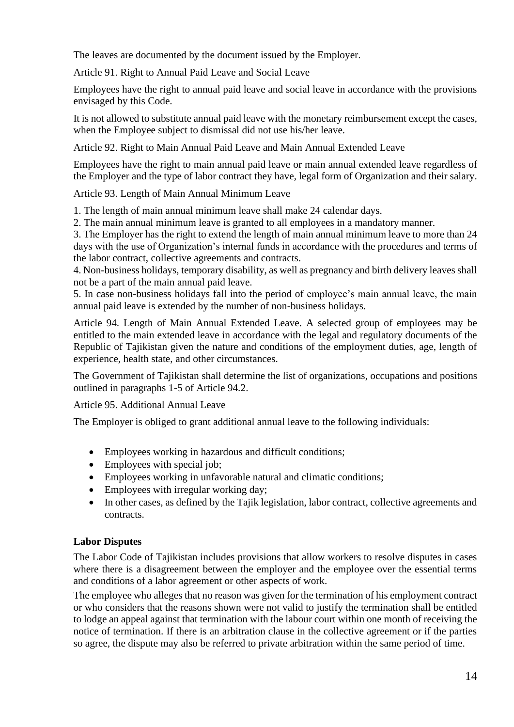The leaves are documented by the document issued by the Employer.

Article 91. Right to Annual Paid Leave and Social Leave

Employees have the right to annual paid leave and social leave in accordance with the provisions envisaged by this Code.

It is not allowed to substitute annual paid leave with the monetary reimbursement except the cases, when the Employee subject to dismissal did not use his/her leave.

Article 92. Right to Main Annual Paid Leave and Main Annual Extended Leave

Employees have the right to main annual paid leave or main annual extended leave regardless of the Employer and the type of labor contract they have, legal form of Organization and their salary.

Article 93. Length of Main Annual Minimum Leave

1. The length of main annual minimum leave shall make 24 calendar days.
2. The main annual minimum leave is granted to all employees in a mandatory manner.
3. The Employer has the right to extend the length of main annual minimum leave to more than 24 days with the use of Organization's internal funds in accordance with the procedures and terms of the labor contract, collective agreements and contracts.
4. Non-business holidays, temporary disability, as well as pregnancy and birth delivery leaves shall not be a part of the main annual paid leave.
5. In case non-business holidays fall into the period of employee's main annual leave, the main annual paid leave is extended by the number of non-business holidays.

Article 94. Length of Main Annual Extended Leave. A selected group of employees may be entitled to the main extended leave in accordance with the legal and regulatory documents of the Republic of Tajikistan given the nature and conditions of the employment duties, age, length of experience, health state, and other circumstances.

The Government of Tajikistan shall determine the list of organizations, occupations and positions outlined in paragraphs 1-5 of Article 94.2.

Article 95. Additional Annual Leave

The Employer is obliged to grant additional annual leave to the following individuals:

- Employees working in hazardous and difficult conditions;
- Employees with special job;
- Employees working in unfavorable natural and climatic conditions;
- Employees with irregular working day;
- In other cases, as defined by the Tajik legislation, labor contract, collective agreements and contracts.

**Labor Disputes**

The Labor Code of Tajikistan includes provisions that allow workers to resolve disputes in cases where there is a disagreement between the employer and the employee over the essential terms and conditions of a labor agreement or other aspects of work.

The employee who alleges that no reason was given for the termination of his employment contract or who considers that the reasons shown were not valid to justify the termination shall be entitled to lodge an appeal against that termination with the labour court within one month of receiving the notice of termination. If there is an arbitration clause in the collective agreement or if the parties so agree, the dispute may also be referred to private arbitration within the same period of time.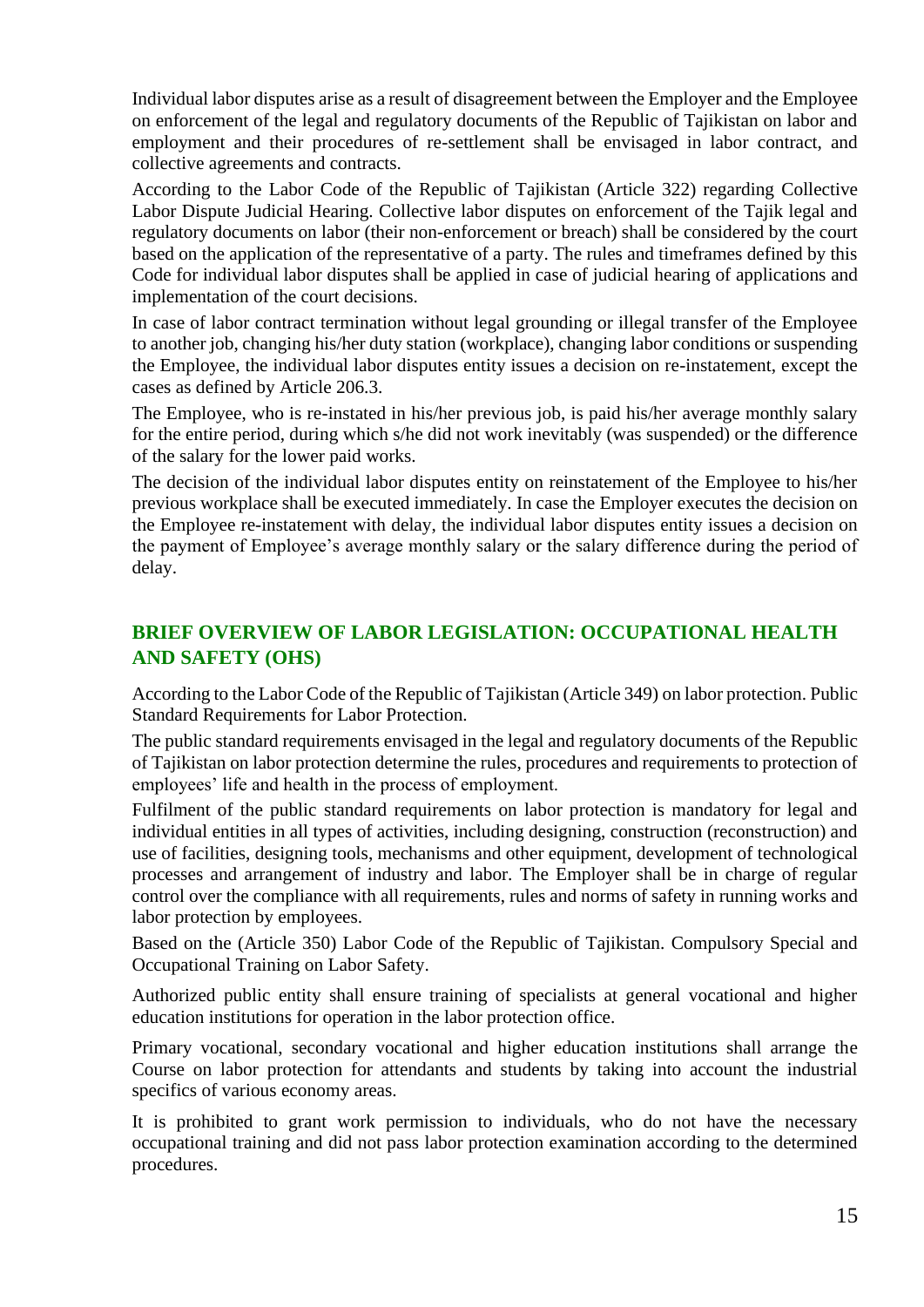Individual labor disputes arise as a result of disagreement between the Employer and the Employee on enforcement of the legal and regulatory documents of the Republic of Tajikistan on labor and employment and their procedures of re-settlement shall be envisaged in labor contract, and collective agreements and contracts.

According to the Labor Code of the Republic of Tajikistan (Article 322) regarding Collective Labor Dispute Judicial Hearing. Collective labor disputes on enforcement of the Tajik legal and regulatory documents on labor (their non-enforcement or breach) shall be considered by the court based on the application of the representative of a party. The rules and timeframes defined by this Code for individual labor disputes shall be applied in case of judicial hearing of applications and implementation of the court decisions.

In case of labor contract termination without legal grounding or illegal transfer of the Employee to another job, changing his/her duty station (workplace), changing labor conditions or suspending the Employee, the individual labor disputes entity issues a decision on re-instatement, except the cases as defined by Article 206.3.

The Employee, who is re-instated in his/her previous job, is paid his/her average monthly salary for the entire period, during which s/he did not work inevitably (was suspended) or the difference of the salary for the lower paid works.

The decision of the individual labor disputes entity on reinstatement of the Employee to his/her previous workplace shall be executed immediately. In case the Employer executes the decision on the Employee re-instatement with delay, the individual labor disputes entity issues a decision on the payment of Employee's average monthly salary or the salary difference during the period of delay.

## BRIEF OVERVIEW OF LABOR LEGISLATION: OCCUPATIONAL HEALTH AND SAFETY (OHS)

According to the Labor Code of the Republic of Tajikistan (Article 349) on labor protection. Public Standard Requirements for Labor Protection.

The public standard requirements envisaged in the legal and regulatory documents of the Republic of Tajikistan on labor protection determine the rules, procedures and requirements to protection of employees' life and health in the process of employment.

Fulfilment of the public standard requirements on labor protection is mandatory for legal and individual entities in all types of activities, including designing, construction (reconstruction) and use of facilities, designing tools, mechanisms and other equipment, development of technological processes and arrangement of industry and labor. The Employer shall be in charge of regular control over the compliance with all requirements, rules and norms of safety in running works and labor protection by employees.

Based on the (Article 350) Labor Code of the Republic of Tajikistan. Compulsory Special and Occupational Training on Labor Safety.

Authorized public entity shall ensure training of specialists at general vocational and higher education institutions for operation in the labor protection office.

Primary vocational, secondary vocational and higher education institutions shall arrange the Course on labor protection for attendants and students by taking into account the industrial specifics of various economy areas.

It is prohibited to grant work permission to individuals, who do not have the necessary occupational training and did not pass labor protection examination according to the determined procedures.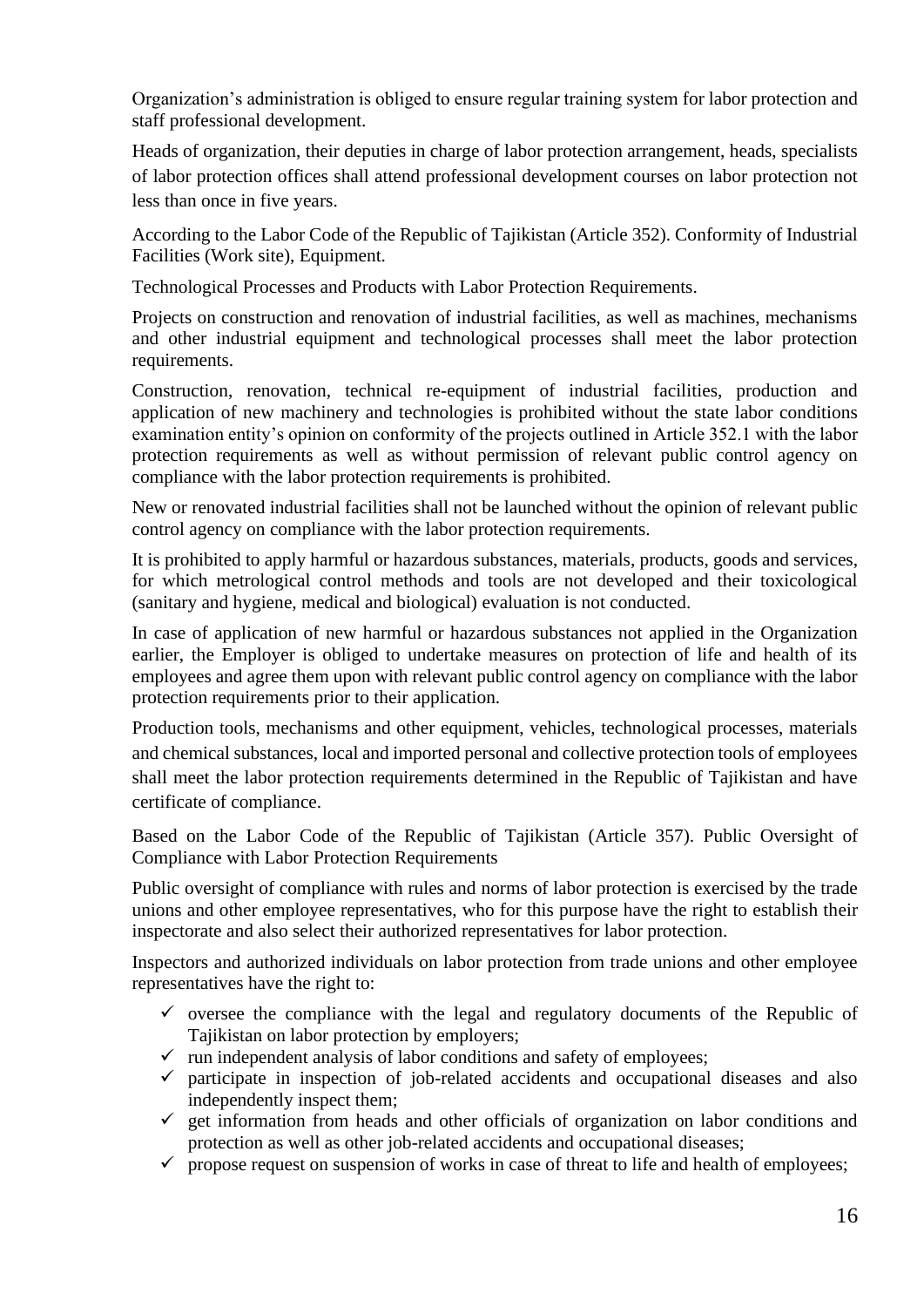Organization's administration is obliged to ensure regular training system for labor protection and staff professional development.

Heads of organization, their deputies in charge of labor protection arrangement, heads, specialists of labor protection offices shall attend professional development courses on labor protection not less than once in five years.

According to the Labor Code of the Republic of Tajikistan (Article 352). Conformity of Industrial Facilities (Work site), Equipment.

Technological Processes and Products with Labor Protection Requirements.

Projects on construction and renovation of industrial facilities, as well as machines, mechanisms and other industrial equipment and technological processes shall meet the labor protection requirements.

Construction, renovation, technical re-equipment of industrial facilities, production and application of new machinery and technologies is prohibited without the state labor conditions examination entity's opinion on conformity of the projects outlined in Article 352.1 with the labor protection requirements as well as without permission of relevant public control agency on compliance with the labor protection requirements is prohibited.

New or renovated industrial facilities shall not be launched without the opinion of relevant public control agency on compliance with the labor protection requirements.

It is prohibited to apply harmful or hazardous substances, materials, products, goods and services, for which metrological control methods and tools are not developed and their toxicological (sanitary and hygiene, medical and biological) evaluation is not conducted.

In case of application of new harmful or hazardous substances not applied in the Organization earlier, the Employer is obliged to undertake measures on protection of life and health of its employees and agree them upon with relevant public control agency on compliance with the labor protection requirements prior to their application.

Production tools, mechanisms and other equipment, vehicles, technological processes, materials and chemical substances, local and imported personal and collective protection tools of employees shall meet the labor protection requirements determined in the Republic of Tajikistan and have certificate of compliance.

Based on the Labor Code of the Republic of Tajikistan (Article 357). Public Oversight of Compliance with Labor Protection Requirements

Public oversight of compliance with rules and norms of labor protection is exercised by the trade unions and other employee representatives, who for this purpose have the right to establish their inspectorate and also select their authorized representatives for labor protection.

Inspectors and authorized individuals on labor protection from trade unions and other employee representatives have the right to:

- ✓ oversee the compliance with the legal and regulatory documents of the Republic of Tajikistan on labor protection by employers;
- ✓ run independent analysis of labor conditions and safety of employees;
- ✓ participate in inspection of job-related accidents and occupational diseases and also independently inspect them;
- ✓ get information from heads and other officials of organization on labor conditions and protection as well as other job-related accidents and occupational diseases;
- ✓ propose request on suspension of works in case of threat to life and health of employees;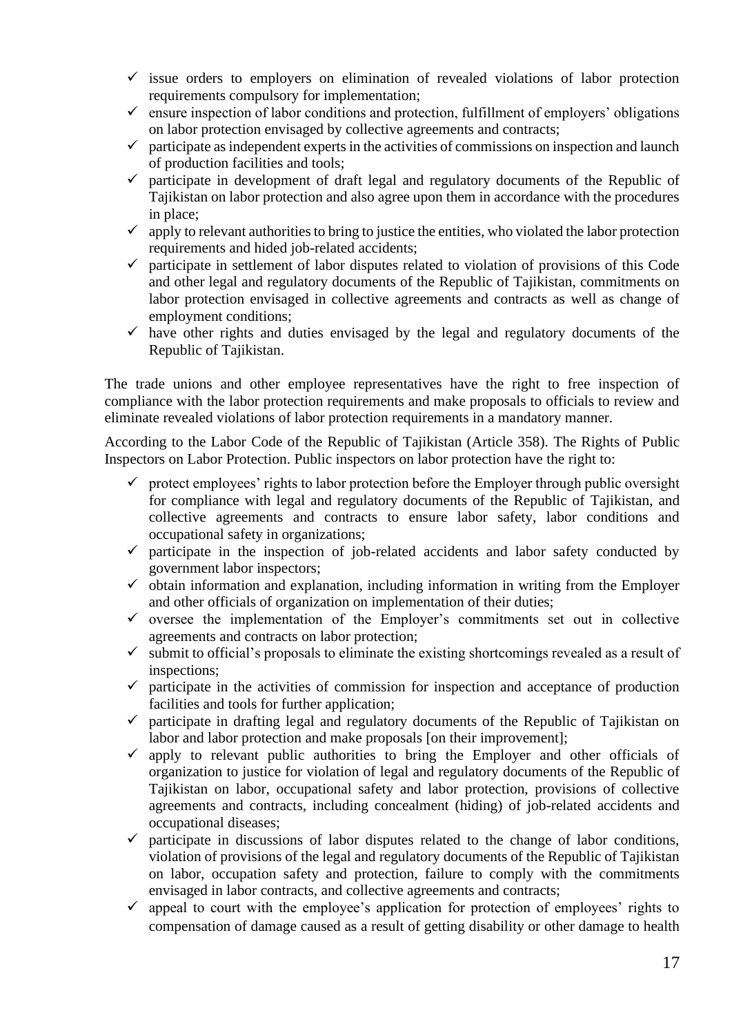- ✓ issue orders to employers on elimination of revealed violations of labor protection requirements compulsory for implementation;
- ✓ ensure inspection of labor conditions and protection, fulfillment of employers' obligations on labor protection envisaged by collective agreements and contracts;
- ✓ participate as independent experts in the activities of commissions on inspection and launch of production facilities and tools;
- ✓ participate in development of draft legal and regulatory documents of the Republic of Tajikistan on labor protection and also agree upon them in accordance with the procedures in place;
- ✓ apply to relevant authorities to bring to justice the entities, who violated the labor protection requirements and hided job-related accidents;
- ✓ participate in settlement of labor disputes related to violation of provisions of this Code and other legal and regulatory documents of the Republic of Tajikistan, commitments on labor protection envisaged in collective agreements and contracts as well as change of employment conditions;
- ✓ have other rights and duties envisaged by the legal and regulatory documents of the Republic of Tajikistan.

The trade unions and other employee representatives have the right to free inspection of compliance with the labor protection requirements and make proposals to officials to review and eliminate revealed violations of labor protection requirements in a mandatory manner.

According to the Labor Code of the Republic of Tajikistan (Article 358). The Rights of Public Inspectors on Labor Protection. Public inspectors on labor protection have the right to:

- ✓ protect employees' rights to labor protection before the Employer through public oversight for compliance with legal and regulatory documents of the Republic of Tajikistan, and collective agreements and contracts to ensure labor safety, labor conditions and occupational safety in organizations;
- ✓ participate in the inspection of job-related accidents and labor safety conducted by government labor inspectors;
- ✓ obtain information and explanation, including information in writing from the Employer and other officials of organization on implementation of their duties;
- ✓ oversee the implementation of the Employer's commitments set out in collective agreements and contracts on labor protection;
- ✓ submit to official's proposals to eliminate the existing shortcomings revealed as a result of inspections;
- ✓ participate in the activities of commission for inspection and acceptance of production facilities and tools for further application;
- ✓ participate in drafting legal and regulatory documents of the Republic of Tajikistan on labor and labor protection and make proposals [on their improvement];
- ✓ apply to relevant public authorities to bring the Employer and other officials of organization to justice for violation of legal and regulatory documents of the Republic of Tajikistan on labor, occupational safety and labor protection, provisions of collective agreements and contracts, including concealment (hiding) of job-related accidents and occupational diseases;
- ✓ participate in discussions of labor disputes related to the change of labor conditions, violation of provisions of the legal and regulatory documents of the Republic of Tajikistan on labor, occupation safety and protection, failure to comply with the commitments envisaged in labor contracts, and collective agreements and contracts;
- ✓ appeal to court with the employee's application for protection of employees' rights to compensation of damage caused as a result of getting disability or other damage to health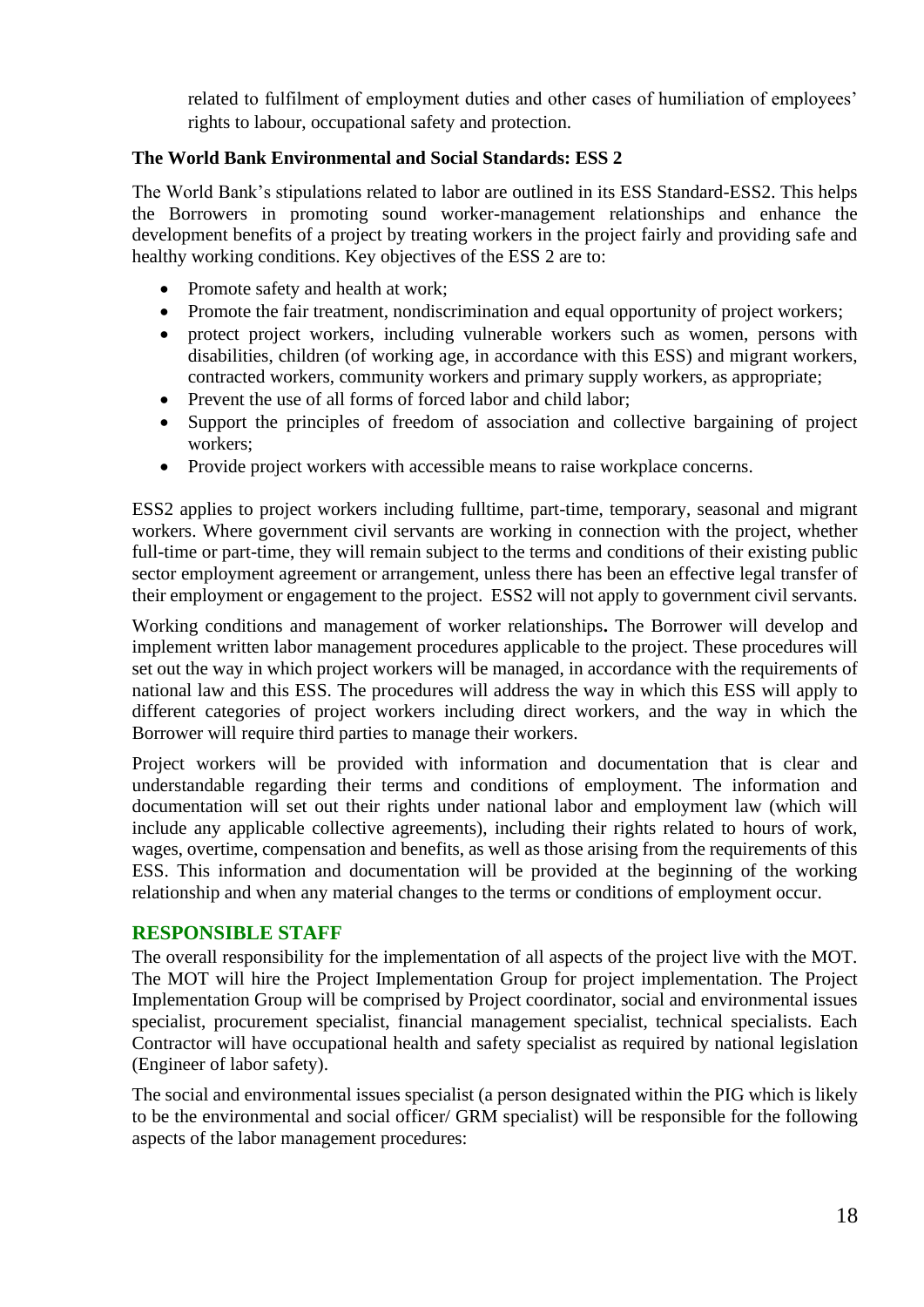related to fulfilment of employment duties and other cases of humiliation of employees' rights to labour, occupational safety and protection.

**The World Bank Environmental and Social Standards: ESS 2**

The World Bank's stipulations related to labor are outlined in its ESS Standard-ESS2. This helps the Borrowers in promoting sound worker-management relationships and enhance the development benefits of a project by treating workers in the project fairly and providing safe and healthy working conditions. Key objectives of the ESS 2 are to:

- Promote safety and health at work;
- Promote the fair treatment, nondiscrimination and equal opportunity of project workers;
- protect project workers, including vulnerable workers such as women, persons with disabilities, children (of working age, in accordance with this ESS) and migrant workers, contracted workers, community workers and primary supply workers, as appropriate;
- Prevent the use of all forms of forced labor and child labor;
- Support the principles of freedom of association and collective bargaining of project workers;
- Provide project workers with accessible means to raise workplace concerns.

ESS2 applies to project workers including fulltime, part-time, temporary, seasonal and migrant workers. Where government civil servants are working in connection with the project, whether full-time or part-time, they will remain subject to the terms and conditions of their existing public sector employment agreement or arrangement, unless there has been an effective legal transfer of their employment or engagement to the project. ESS2 will not apply to government civil servants.

Working conditions and management of worker relationships**.** The Borrower will develop and implement written labor management procedures applicable to the project. These procedures will set out the way in which project workers will be managed, in accordance with the requirements of national law and this ESS. The procedures will address the way in which this ESS will apply to different categories of project workers including direct workers, and the way in which the Borrower will require third parties to manage their workers.

Project workers will be provided with information and documentation that is clear and understandable regarding their terms and conditions of employment. The information and documentation will set out their rights under national labor and employment law (which will include any applicable collective agreements), including their rights related to hours of work, wages, overtime, compensation and benefits, as well as those arising from the requirements of this ESS. This information and documentation will be provided at the beginning of the working relationship and when any material changes to the terms or conditions of employment occur.

## RESPONSIBLE STAFF

The overall responsibility for the implementation of all aspects of the project live with the MOT. The MOT will hire the Project Implementation Group for project implementation. The Project Implementation Group will be comprised by Project coordinator, social and environmental issues specialist, procurement specialist, financial management specialist, technical specialists. Each Contractor will have occupational health and safety specialist as required by national legislation (Engineer of labor safety).

The social and environmental issues specialist (a person designated within the PIG which is likely to be the environmental and social officer/ GRM specialist) will be responsible for the following aspects of the labor management procedures: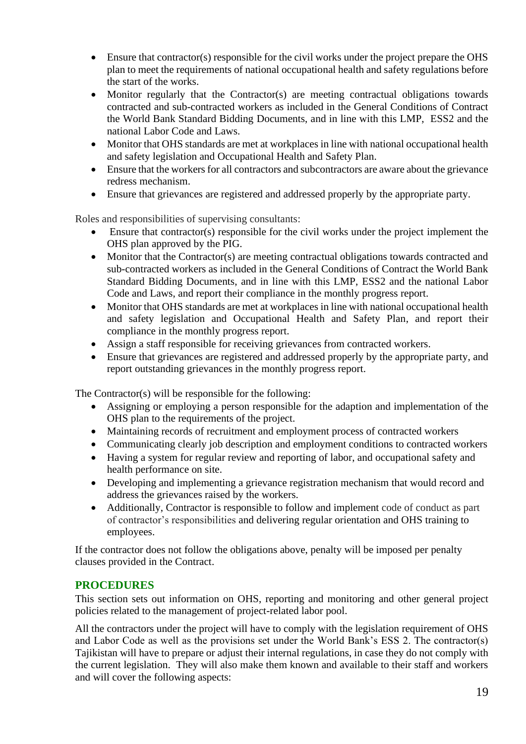- Ensure that contractor(s) responsible for the civil works under the project prepare the OHS plan to meet the requirements of national occupational health and safety regulations before the start of the works.
- Monitor regularly that the Contractor(s) are meeting contractual obligations towards contracted and sub-contracted workers as included in the General Conditions of Contract the World Bank Standard Bidding Documents, and in line with this LMP, ESS2 and the national Labor Code and Laws.
- Monitor that OHS standards are met at workplaces in line with national occupational health and safety legislation and Occupational Health and Safety Plan.
- Ensure that the workers for all contractors and subcontractors are aware about the grievance redress mechanism.
- Ensure that grievances are registered and addressed properly by the appropriate party.

Roles and responsibilities of supervising consultants:

- Ensure that contractor(s) responsible for the civil works under the project implement the OHS plan approved by the PIG.
- Monitor that the Contractor(s) are meeting contractual obligations towards contracted and sub-contracted workers as included in the General Conditions of Contract the World Bank Standard Bidding Documents, and in line with this LMP, ESS2 and the national Labor Code and Laws, and report their compliance in the monthly progress report.
- Monitor that OHS standards are met at workplaces in line with national occupational health and safety legislation and Occupational Health and Safety Plan, and report their compliance in the monthly progress report.
- Assign a staff responsible for receiving grievances from contracted workers.
- Ensure that grievances are registered and addressed properly by the appropriate party, and report outstanding grievances in the monthly progress report.

The Contractor(s) will be responsible for the following:

- Assigning or employing a person responsible for the adaption and implementation of the OHS plan to the requirements of the project.
- Maintaining records of recruitment and employment process of contracted workers
- Communicating clearly job description and employment conditions to contracted workers
- Having a system for regular review and reporting of labor, and occupational safety and health performance on site.
- Developing and implementing a grievance registration mechanism that would record and address the grievances raised by the workers.
- Additionally, Contractor is responsible to follow and implement code of conduct as part of contractor's responsibilities and delivering regular orientation and OHS training to employees.

If the contractor does not follow the obligations above, penalty will be imposed per penalty clauses provided in the Contract.

## PROCEDURES

This section sets out information on OHS, reporting and monitoring and other general project policies related to the management of project-related labor pool.

All the contractors under the project will have to comply with the legislation requirement of OHS and Labor Code as well as the provisions set under the World Bank's ESS 2. The contractor(s) Tajikistan will have to prepare or adjust their internal regulations, in case they do not comply with the current legislation. They will also make them known and available to their staff and workers and will cover the following aspects: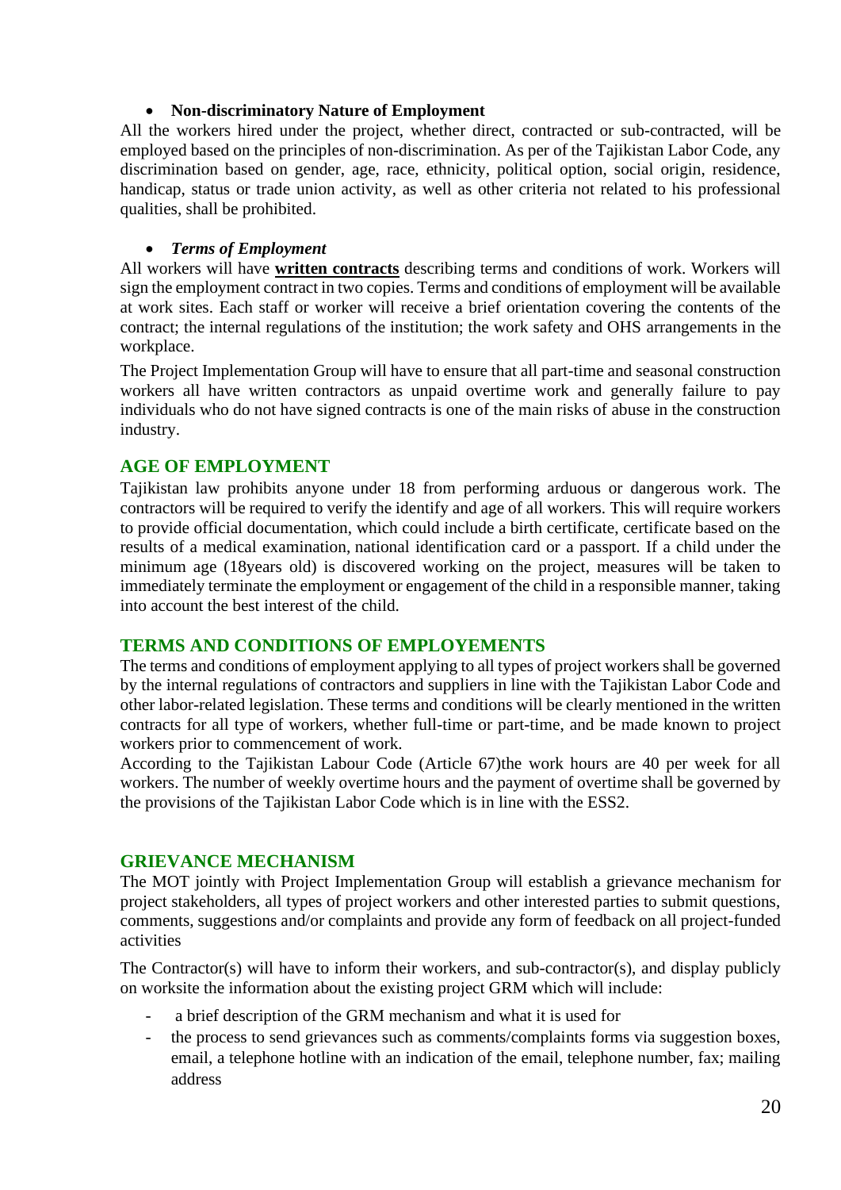- **Non-discriminatory Nature of Employment**

All the workers hired under the project, whether direct, contracted or sub-contracted, will be employed based on the principles of non-discrimination. As per of the Tajikistan Labor Code, any discrimination based on gender, age, race, ethnicity, political option, social origin, residence, handicap, status or trade union activity, as well as other criteria not related to his professional qualities, shall be prohibited.

- ***Terms of Employment***

All workers will have **written contracts** describing terms and conditions of work. Workers will sign the employment contract in two copies. Terms and conditions of employment will be available at work sites. Each staff or worker will receive a brief orientation covering the contents of the contract; the internal regulations of the institution; the work safety and OHS arrangements in the workplace.

The Project Implementation Group will have to ensure that all part-time and seasonal construction workers all have written contractors as unpaid overtime work and generally failure to pay individuals who do not have signed contracts is one of the main risks of abuse in the construction industry.

## AGE OF EMPLOYMENT

Tajikistan law prohibits anyone under 18 from performing arduous or dangerous work. The contractors will be required to verify the identify and age of all workers. This will require workers to provide official documentation, which could include a birth certificate, certificate based on the results of a medical examination, national identification card or a passport. If a child under the minimum age (18years old) is discovered working on the project, measures will be taken to immediately terminate the employment or engagement of the child in a responsible manner, taking into account the best interest of the child.

## TERMS AND CONDITIONS OF EMPLOYEMENTS

The terms and conditions of employment applying to all types of project workers shall be governed by the internal regulations of contractors and suppliers in line with the Tajikistan Labor Code and other labor-related legislation. These terms and conditions will be clearly mentioned in the written contracts for all type of workers, whether full-time or part-time, and be made known to project workers prior to commencement of work.

According to the Tajikistan Labour Code (Article 67)the work hours are 40 per week for all workers. The number of weekly overtime hours and the payment of overtime shall be governed by the provisions of the Tajikistan Labor Code which is in line with the ESS2.

## GRIEVANCE MECHANISM

The MOT jointly with Project Implementation Group will establish a grievance mechanism for project stakeholders, all types of project workers and other interested parties to submit questions, comments, suggestions and/or complaints and provide any form of feedback on all project-funded activities

The Contractor(s) will have to inform their workers, and sub-contractor(s), and display publicly on worksite the information about the existing project GRM which will include:

- a brief description of the GRM mechanism and what it is used for
- the process to send grievances such as comments/complaints forms via suggestion boxes, email, a telephone hotline with an indication of the email, telephone number, fax; mailing address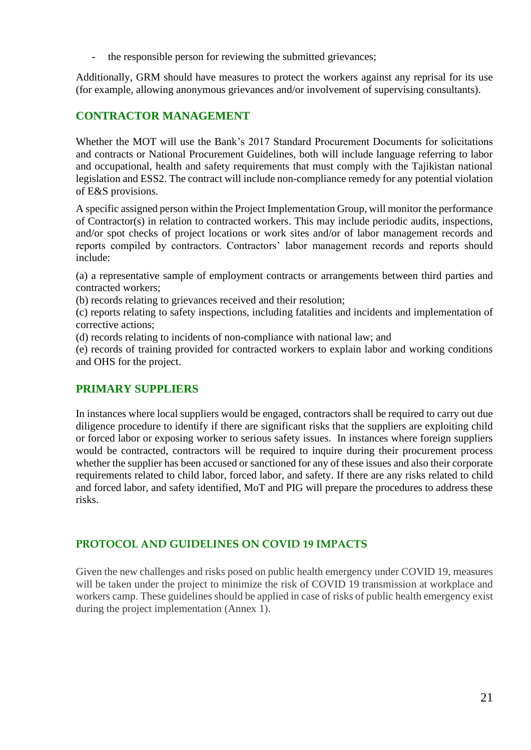- the responsible person for reviewing the submitted grievances;

Additionally, GRM should have measures to protect the workers against any reprisal for its use (for example, allowing anonymous grievances and/or involvement of supervising consultants).

## CONTRACTOR MANAGEMENT

Whether the MOT will use the Bank's 2017 Standard Procurement Documents for solicitations and contracts or National Procurement Guidelines, both will include language referring to labor and occupational, health and safety requirements that must comply with the Tajikistan national legislation and ESS2. The contract will include non-compliance remedy for any potential violation of E&S provisions.

A specific assigned person within the Project Implementation Group, will monitor the performance of Contractor(s) in relation to contracted workers. This may include periodic audits, inspections, and/or spot checks of project locations or work sites and/or of labor management records and reports compiled by contractors. Contractors' labor management records and reports should include:

(a) a representative sample of employment contracts or arrangements between third parties and contracted workers;
(b) records relating to grievances received and their resolution;
(c) reports relating to safety inspections, including fatalities and incidents and implementation of corrective actions;
(d) records relating to incidents of non-compliance with national law; and
(e) records of training provided for contracted workers to explain labor and working conditions and OHS for the project.

## PRIMARY SUPPLIERS

In instances where local suppliers would be engaged, contractors shall be required to carry out due diligence procedure to identify if there are significant risks that the suppliers are exploiting child or forced labor or exposing worker to serious safety issues. In instances where foreign suppliers would be contracted, contractors will be required to inquire during their procurement process whether the supplier has been accused or sanctioned for any of these issues and also their corporate requirements related to child labor, forced labor, and safety. If there are any risks related to child and forced labor, and safety identified, MoT and PIG will prepare the procedures to address these risks.

## PROTOCOL AND GUIDELINES ON COVID 19 IMPACTS

Given the new challenges and risks posed on public health emergency under COVID 19, measures will be taken under the project to minimize the risk of COVID 19 transmission at workplace and workers camp. These guidelines should be applied in case of risks of public health emergency exist during the project implementation (Annex 1).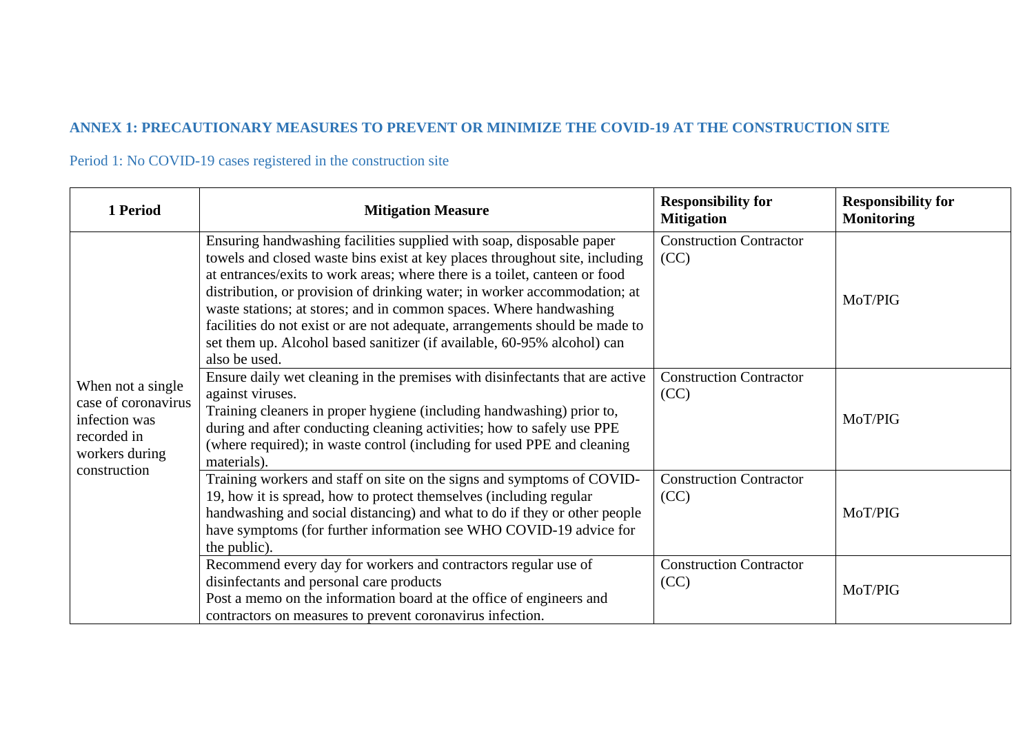## ANNEX 1: PRECAUTIONARY MEASURES TO PREVENT OR MINIMIZE THE COVID-19 AT THE CONSTRUCTION SITE

### Period 1: No COVID-19 cases registered in the construction site

| 1 Period | Mitigation Measure | Responsibility for Mitigation | Responsibility for Monitoring |
|---|---|---|---|
| When not a single case of coronavirus infection was recorded in workers during construction | Ensuring handwashing facilities supplied with soap, disposable paper towels and closed waste bins exist at key places throughout site, including at entrances/exits to work areas; where there is a toilet, canteen or food distribution, or provision of drinking water; in worker accommodation; at waste stations; at stores; and in common spaces. Where handwashing facilities do not exist or are not adequate, arrangements should be made to set them up. Alcohol based sanitizer (if available, 60-95% alcohol) can also be used. | Construction Contractor (CC) | MoT/PIG |
| | Ensure daily wet cleaning in the premises with disinfectants that are active against viruses.<br>Training cleaners in proper hygiene (including handwashing) prior to, during and after conducting cleaning activities; how to safely use PPE (where required); in waste control (including for used PPE and cleaning materials). | Construction Contractor (CC) | MoT/PIG |
| | Training workers and staff on site on the signs and symptoms of COVID-19, how it is spread, how to protect themselves (including regular handwashing and social distancing) and what to do if they or other people have symptoms (for further information see WHO COVID-19 advice for the public). | Construction Contractor (CC) | MoT/PIG |
| | Recommend every day for workers and contractors regular use of disinfectants and personal care products<br>Post a memo on the information board at the office of engineers and contractors on measures to prevent coronavirus infection. | Construction Contractor (CC) | MoT/PIG |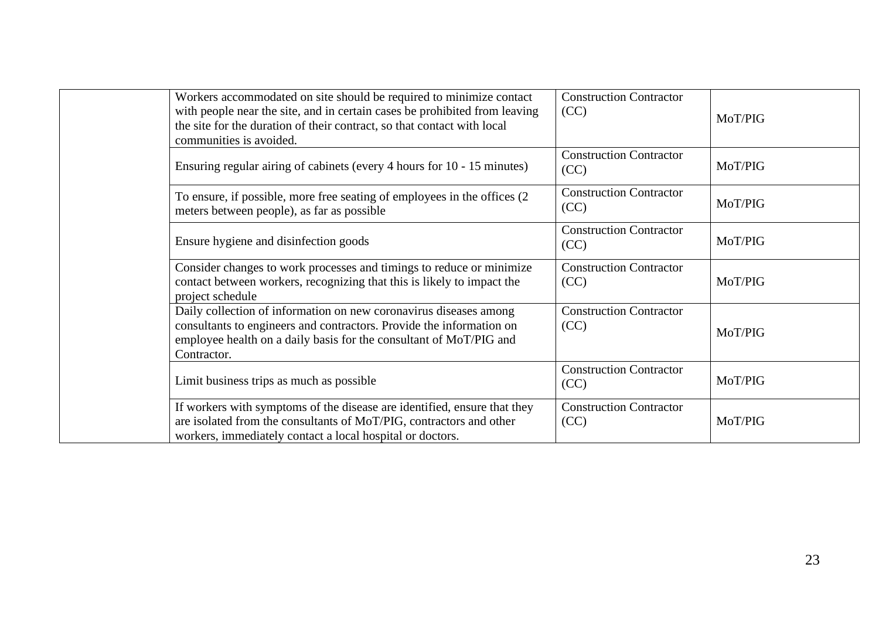| | | | |
|---|---|---|---|
| | Workers accommodated on site should be required to minimize contact with people near the site, and in certain cases be prohibited from leaving the site for the duration of their contract, so that contact with local communities is avoided. | Construction Contractor (CC) | MoT/PIG |
| | Ensuring regular airing of cabinets (every 4 hours for 10 - 15 minutes) | Construction Contractor (CC) | MoT/PIG |
| | To ensure, if possible, more free seating of employees in the offices (2 meters between people), as far as possible | Construction Contractor (CC) | MoT/PIG |
| | Ensure hygiene and disinfection goods | Construction Contractor (CC) | MoT/PIG |
| | Consider changes to work processes and timings to reduce or minimize contact between workers, recognizing that this is likely to impact the project schedule | Construction Contractor (CC) | MoT/PIG |
| | Daily collection of information on new coronavirus diseases among consultants to engineers and contractors. Provide the information on employee health on a daily basis for the consultant of MoT/PIG and Contractor. | Construction Contractor (CC) | MoT/PIG |
| | Limit business trips as much as possible | Construction Contractor (CC) | MoT/PIG |
| | If workers with symptoms of the disease are identified, ensure that they are isolated from the consultants of MoT/PIG, contractors and other workers, immediately contact a local hospital or doctors. | Construction Contractor (CC) | MoT/PIG |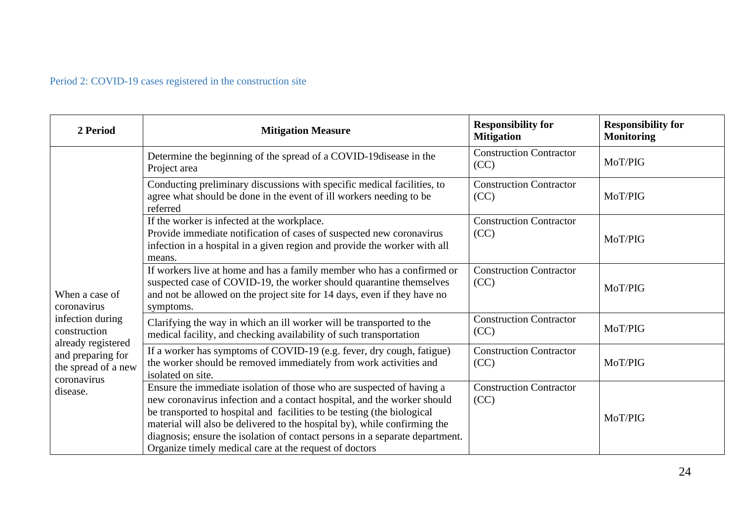Period 2: COVID-19 cases registered in the construction site

| 2 Period | Mitigation Measure | Responsibility for Mitigation | Responsibility for Monitoring |
|---|---|---|---|
| When a case of coronavirus infection during construction already registered and preparing for the spread of a new coronavirus disease. | Determine the beginning of the spread of a COVID-19disease in the Project area | Construction Contractor (CC) | MoT/PIG |
| | Conducting preliminary discussions with specific medical facilities, to agree what should be done in the event of ill workers needing to be referred | Construction Contractor (CC) | MoT/PIG |
| | If the worker is infected at the workplace.<br>Provide immediate notification of cases of suspected new coronavirus infection in a hospital in a given region and provide the worker with all means. | Construction Contractor (CC) | MoT/PIG |
| | If workers live at home and has a family member who has a confirmed or suspected case of COVID-19, the worker should quarantine themselves and not be allowed on the project site for 14 days, even if they have no symptoms. | Construction Contractor (CC) | MoT/PIG |
| | Clarifying the way in which an ill worker will be transported to the medical facility, and checking availability of such transportation | Construction Contractor (CC) | MoT/PIG |
| | If a worker has symptoms of COVID-19 (e.g. fever, dry cough, fatigue) the worker should be removed immediately from work activities and isolated on site. | Construction Contractor (CC) | MoT/PIG |
| | Ensure the immediate isolation of those who are suspected of having a new coronavirus infection and a contact hospital, and the worker should be transported to hospital and facilities to be testing (the biological material will also be delivered to the hospital by), while confirming the diagnosis; ensure the isolation of contact persons in a separate department. Organize timely medical care at the request of doctors | Construction Contractor (CC) | MoT/PIG |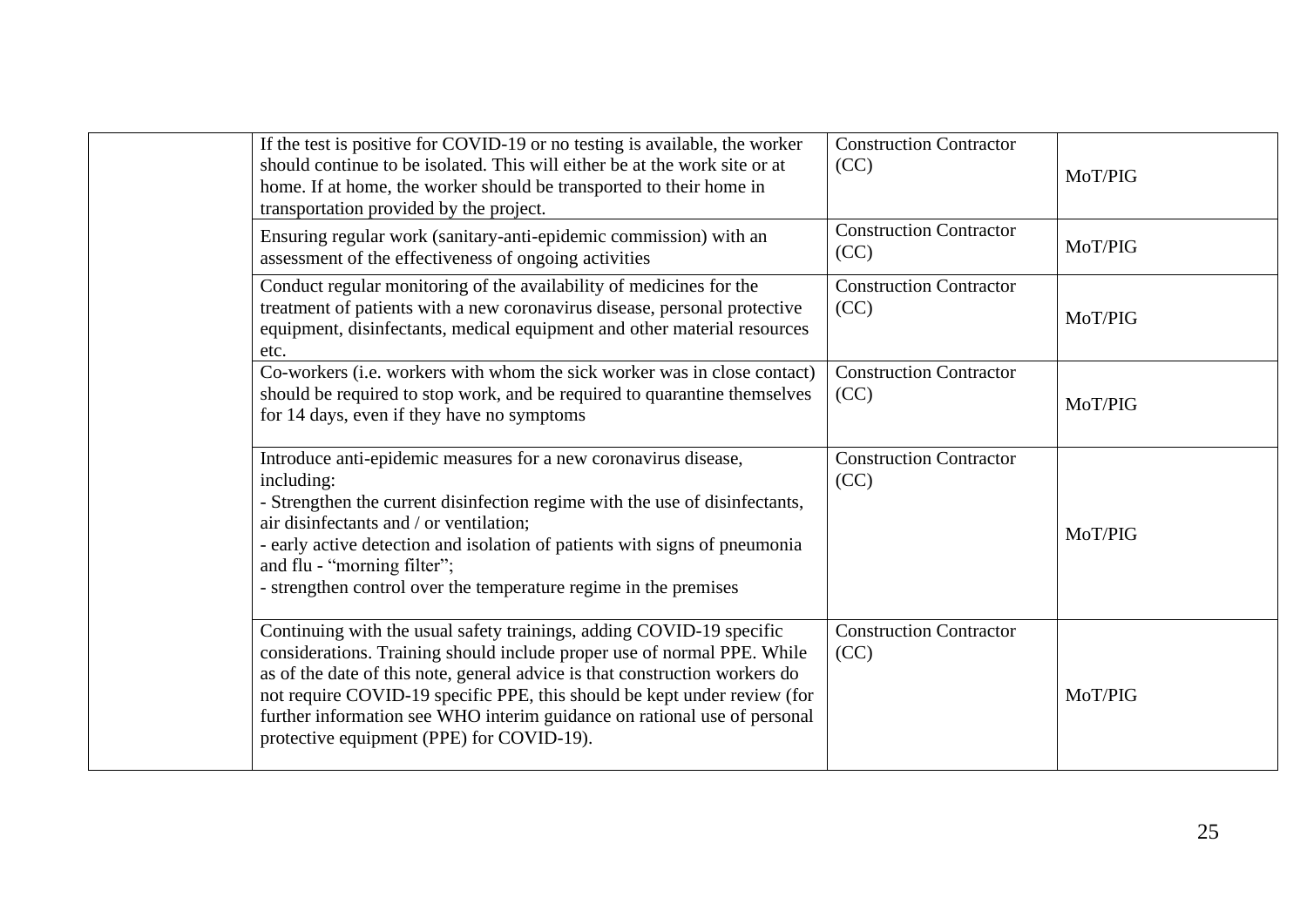| | | | |
|---|---|---|---|
| | If the test is positive for COVID-19 or no testing is available, the worker should continue to be isolated. This will either be at the work site or at home. If at home, the worker should be transported to their home in transportation provided by the project. | Construction Contractor (CC) | MoT/PIG |
| | Ensuring regular work (sanitary-anti-epidemic commission) with an assessment of the effectiveness of ongoing activities | Construction Contractor (CC) | MoT/PIG |
| | Conduct regular monitoring of the availability of medicines for the treatment of patients with a new coronavirus disease, personal protective equipment, disinfectants, medical equipment and other material resources etc. | Construction Contractor (CC) | MoT/PIG |
| | Co-workers (i.e. workers with whom the sick worker was in close contact) should be required to stop work, and be required to quarantine themselves for 14 days, even if they have no symptoms | Construction Contractor (CC) | MoT/PIG |
| | Introduce anti-epidemic measures for a new coronavirus disease, including:<br>- Strengthen the current disinfection regime with the use of disinfectants, air disinfectants and / or ventilation;<br>- early active detection and isolation of patients with signs of pneumonia and flu - "morning filter";<br>- strengthen control over the temperature regime in the premises | Construction Contractor (CC) | MoT/PIG |
| | Continuing with the usual safety trainings, adding COVID-19 specific considerations. Training should include proper use of normal PPE. While as of the date of this note, general advice is that construction workers do not require COVID-19 specific PPE, this should be kept under review (for further information see WHO interim guidance on rational use of personal protective equipment (PPE) for COVID-19). | Construction Contractor (CC) | MoT/PIG |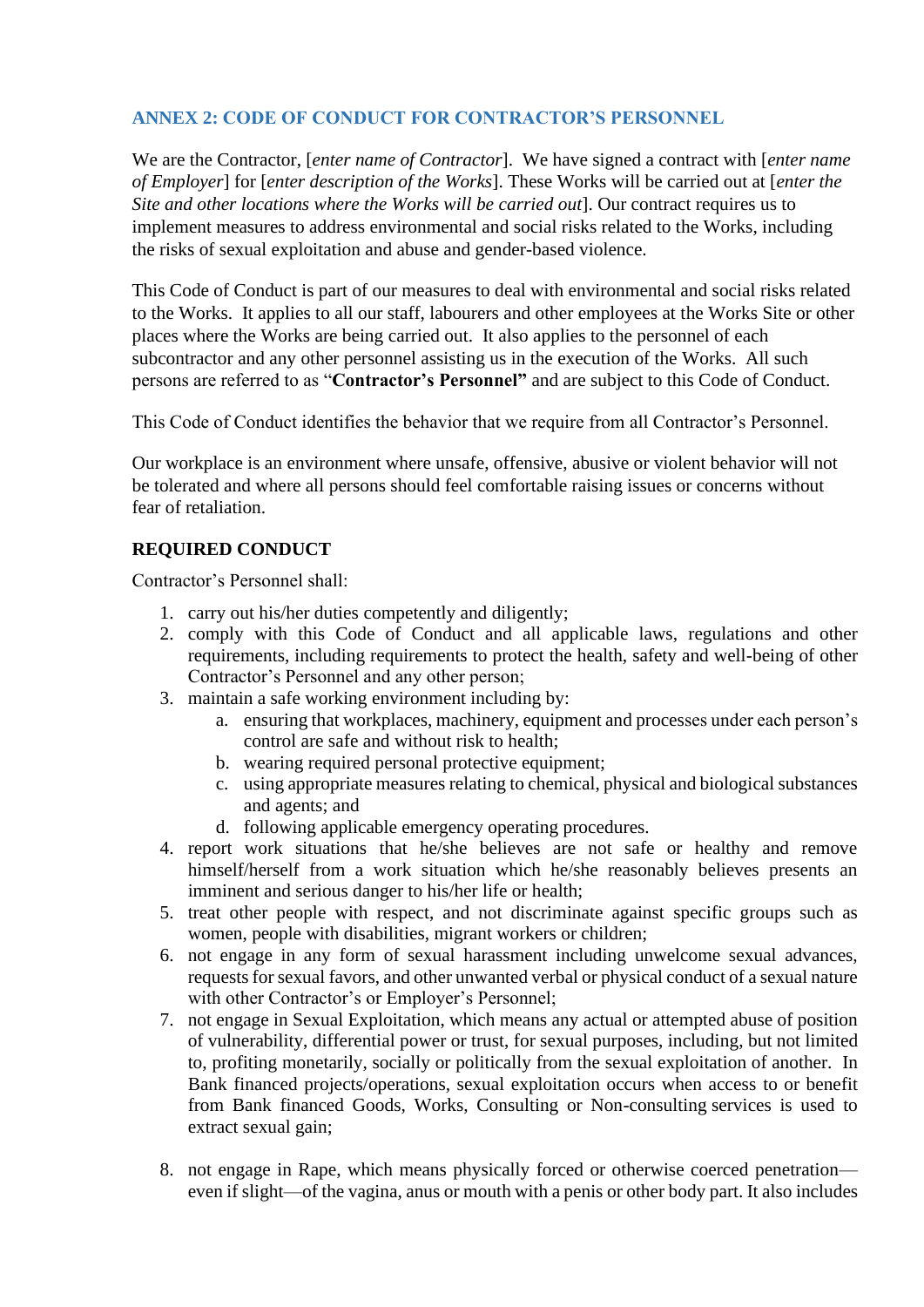## ANNEX 2: CODE OF CONDUCT FOR CONTRACTOR'S PERSONNEL

We are the Contractor, [*enter name of Contractor*]. We have signed a contract with [*enter name of Employer*] for [*enter description of the Works*]. These Works will be carried out at [*enter the Site and other locations where the Works will be carried out*]. Our contract requires us to implement measures to address environmental and social risks related to the Works, including the risks of sexual exploitation and abuse and gender-based violence.

This Code of Conduct is part of our measures to deal with environmental and social risks related to the Works. It applies to all our staff, labourers and other employees at the Works Site or other places where the Works are being carried out. It also applies to the personnel of each subcontractor and any other personnel assisting us in the execution of the Works. All such persons are referred to as "**Contractor's Personnel"** and are subject to this Code of Conduct.

This Code of Conduct identifies the behavior that we require from all Contractor's Personnel.

Our workplace is an environment where unsafe, offensive, abusive or violent behavior will not be tolerated and where all persons should feel comfortable raising issues or concerns without fear of retaliation.

### REQUIRED CONDUCT

Contractor's Personnel shall:

1. carry out his/her duties competently and diligently;
2. comply with this Code of Conduct and all applicable laws, regulations and other requirements, including requirements to protect the health, safety and well-being of other Contractor's Personnel and any other person;
3. maintain a safe working environment including by:
   a. ensuring that workplaces, machinery, equipment and processes under each person's control are safe and without risk to health;
   b. wearing required personal protective equipment;
   c. using appropriate measures relating to chemical, physical and biological substances and agents; and
   d. following applicable emergency operating procedures.
4. report work situations that he/she believes are not safe or healthy and remove himself/herself from a work situation which he/she reasonably believes presents an imminent and serious danger to his/her life or health;
5. treat other people with respect, and not discriminate against specific groups such as women, people with disabilities, migrant workers or children;
6. not engage in any form of sexual harassment including unwelcome sexual advances, requests for sexual favors, and other unwanted verbal or physical conduct of a sexual nature with other Contractor's or Employer's Personnel;
7. not engage in Sexual Exploitation, which means any actual or attempted abuse of position of vulnerability, differential power or trust, for sexual purposes, including, but not limited to, profiting monetarily, socially or politically from the sexual exploitation of another. In Bank financed projects/operations, sexual exploitation occurs when access to or benefit from Bank financed Goods, Works, Consulting or Non-consulting services is used to extract sexual gain;
8. not engage in Rape, which means physically forced or otherwise coerced penetration—even if slight—of the vagina, anus or mouth with a penis or other body part. It also includes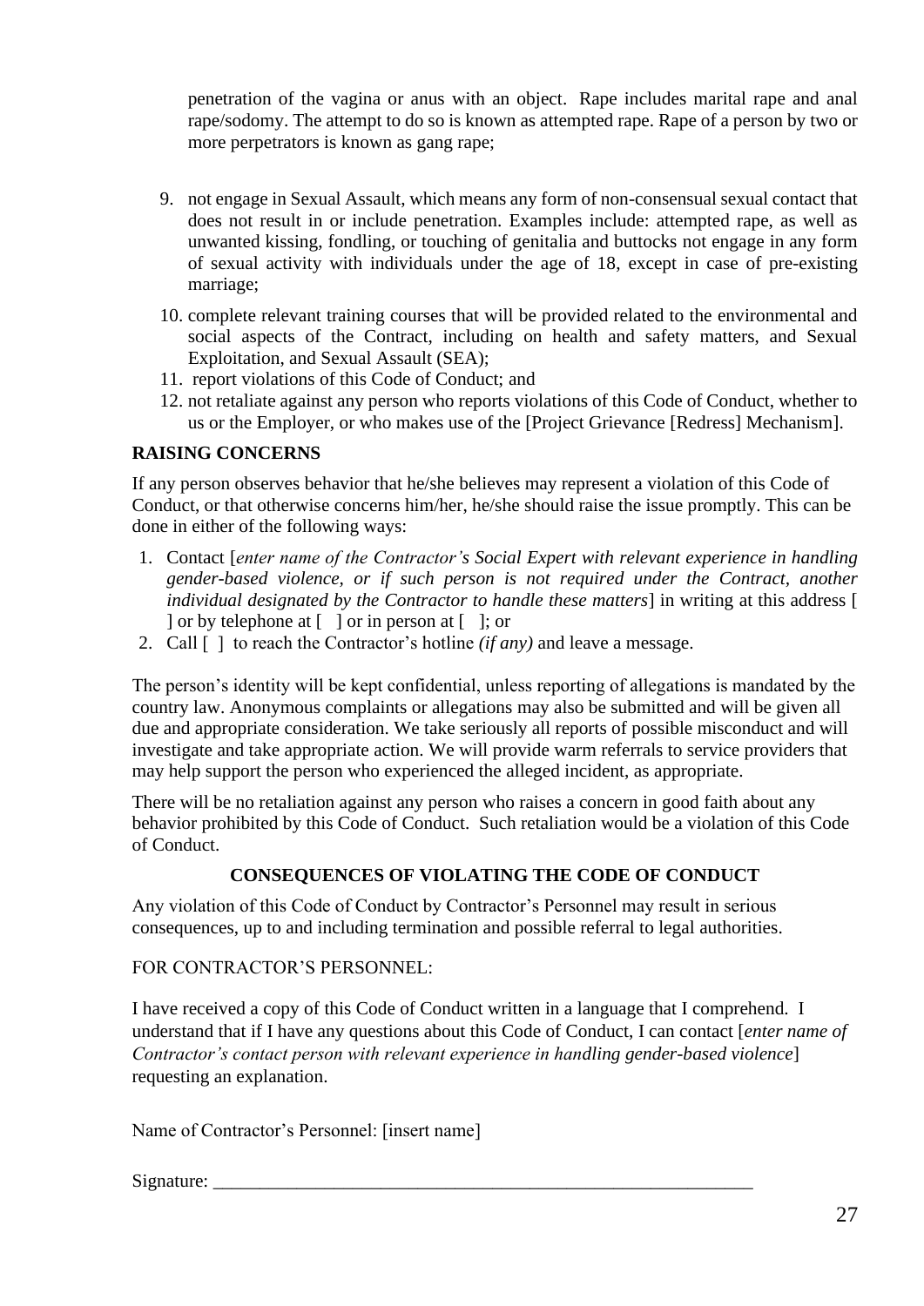penetration of the vagina or anus with an object. Rape includes marital rape and anal rape/sodomy. The attempt to do so is known as attempted rape. Rape of a person by two or more perpetrators is known as gang rape;

9. not engage in Sexual Assault, which means any form of non-consensual sexual contact that does not result in or include penetration. Examples include: attempted rape, as well as unwanted kissing, fondling, or touching of genitalia and buttocks not engage in any form of sexual activity with individuals under the age of 18, except in case of pre-existing marriage;
10. complete relevant training courses that will be provided related to the environmental and social aspects of the Contract, including on health and safety matters, and Sexual Exploitation, and Sexual Assault (SEA);
11. report violations of this Code of Conduct; and
12. not retaliate against any person who reports violations of this Code of Conduct, whether to us or the Employer, or who makes use of the [Project Grievance [Redress] Mechanism].

**RAISING CONCERNS**

If any person observes behavior that he/she believes may represent a violation of this Code of Conduct, or that otherwise concerns him/her, he/she should raise the issue promptly. This can be done in either of the following ways:

1. Contact [*enter name of the Contractor's Social Expert with relevant experience in handling gender-based violence, or if such person is not required under the Contract, another individual designated by the Contractor to handle these matters*] in writing at this address [ ] or by telephone at [ ] or in person at [ ]; or
2. Call [ ] to reach the Contractor's hotline *(if any)* and leave a message.

The person's identity will be kept confidential, unless reporting of allegations is mandated by the country law. Anonymous complaints or allegations may also be submitted and will be given all due and appropriate consideration. We take seriously all reports of possible misconduct and will investigate and take appropriate action. We will provide warm referrals to service providers that may help support the person who experienced the alleged incident, as appropriate.

There will be no retaliation against any person who raises a concern in good faith about any behavior prohibited by this Code of Conduct. Such retaliation would be a violation of this Code of Conduct.

**CONSEQUENCES OF VIOLATING THE CODE OF CONDUCT**

Any violation of this Code of Conduct by Contractor's Personnel may result in serious consequences, up to and including termination and possible referral to legal authorities.

FOR CONTRACTOR'S PERSONNEL:

I have received a copy of this Code of Conduct written in a language that I comprehend. I understand that if I have any questions about this Code of Conduct, I can contact [*enter name of Contractor's contact person with relevant experience in handling gender-based violence*] requesting an explanation.

Name of Contractor's Personnel: [insert name]

Signature: ___________________________________________________________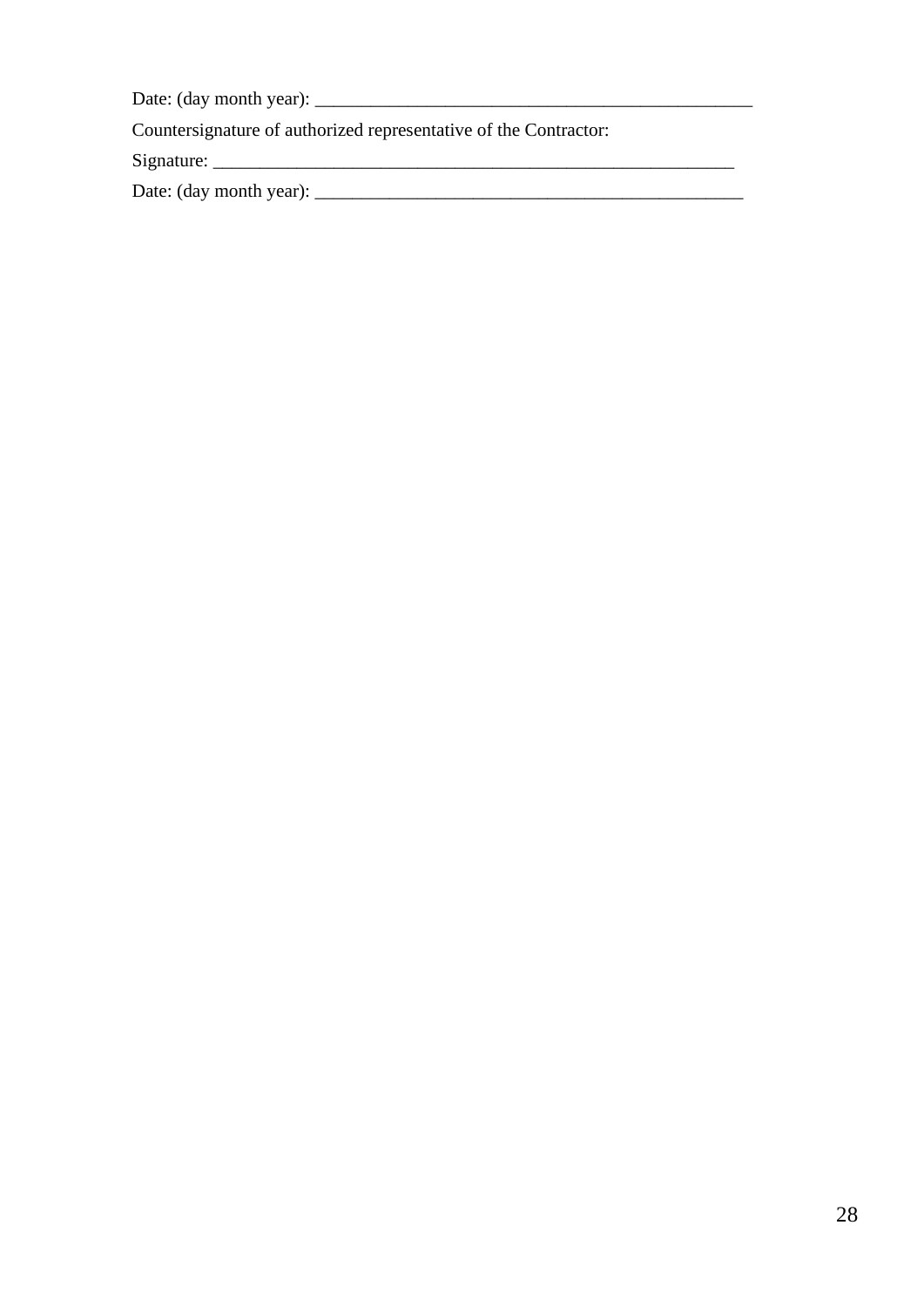Date: (day month year): _______________________________________________

Countersignature of authorized representative of the Contractor:

Signature: ________________________________________________________

Date: (day month year): ______________________________________________